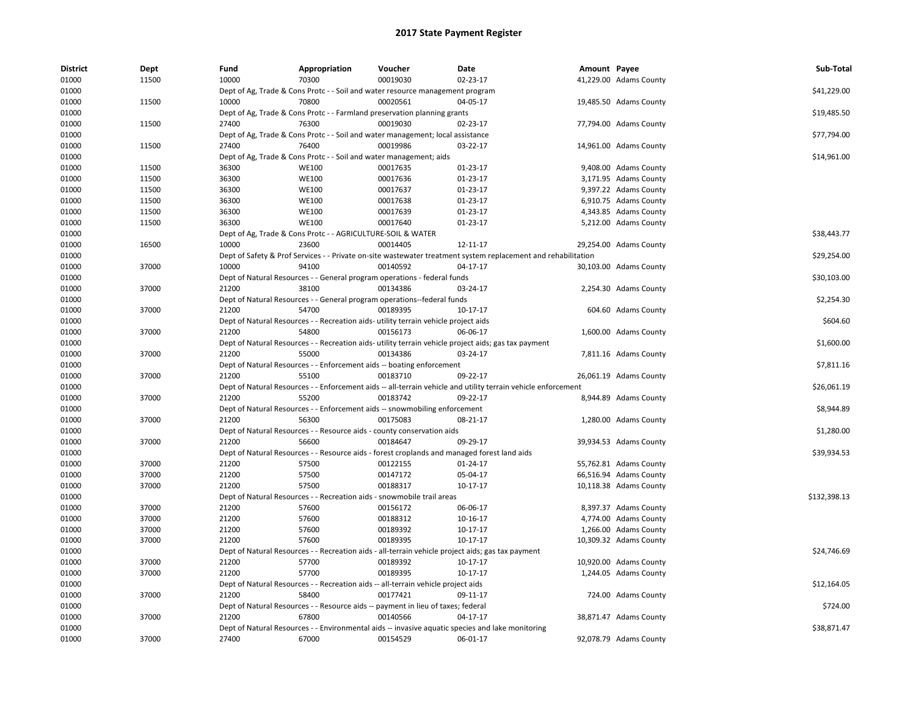# 2017 State Payment Register

| District | Dept | Fund | Appropriation | Voucher | Date | Amount | Payee | Sub-Total |
|---|---|---|---|---|---|---|---|---|
| 01000 | 11500 | 10000 | 70300 | 00019030 | 02-23-17 | 41,229.00 | Adams County | |
| 01000 | | Dept of Ag, Trade & Cons Protc - - Soil and water resource management program | | | | | | $41,229.00 |
| 01000 | 11500 | 10000 | 70800 | 00020561 | 04-05-17 | 19,485.50 | Adams County | |
| 01000 | | Dept of Ag, Trade & Cons Protc - - Farmland preservation planning grants | | | | | | $19,485.50 |
| 01000 | 11500 | 27400 | 76300 | 00019030 | 02-23-17 | 77,794.00 | Adams County | |
| 01000 | | Dept of Ag, Trade & Cons Protc - - Soil and water management; local assistance | | | | | | $77,794.00 |
| 01000 | 11500 | 27400 | 76400 | 00019986 | 03-22-17 | 14,961.00 | Adams County | |
| 01000 | | Dept of Ag, Trade & Cons Protc - - Soil and water management; aids | | | | | | $14,961.00 |
| 01000 | 11500 | 36300 | WE100 | 00017635 | 01-23-17 | 9,408.00 | Adams County | |
| 01000 | 11500 | 36300 | WE100 | 00017636 | 01-23-17 | 3,171.95 | Adams County | |
| 01000 | 11500 | 36300 | WE100 | 00017637 | 01-23-17 | 9,397.22 | Adams County | |
| 01000 | 11500 | 36300 | WE100 | 00017638 | 01-23-17 | 6,910.75 | Adams County | |
| 01000 | 11500 | 36300 | WE100 | 00017639 | 01-23-17 | 4,343.85 | Adams County | |
| 01000 | 11500 | 36300 | WE100 | 00017640 | 01-23-17 | 5,212.00 | Adams County | |
| 01000 | | Dept of Ag, Trade & Cons Protc - - AGRICULTURE-SOIL & WATER | | | | | | $38,443.77 |
| 01000 | 16500 | 10000 | 23600 | 00014405 | 12-11-17 | 29,254.00 | Adams County | |
| 01000 | | Dept of Safety & Prof Services - - Private on-site wastewater treatment system replacement and rehabilitation | | | | | | $29,254.00 |
| 01000 | 37000 | 10000 | 94100 | 00140592 | 04-17-17 | 30,103.00 | Adams County | |
| 01000 | | Dept of Natural Resources - - General program operations - federal funds | | | | | | $30,103.00 |
| 01000 | 37000 | 21200 | 38100 | 00134386 | 03-24-17 | 2,254.30 | Adams County | |
| 01000 | | Dept of Natural Resources - - General program operations--federal funds | | | | | | $2,254.30 |
| 01000 | 37000 | 21200 | 54700 | 00189395 | 10-17-17 | 604.60 | Adams County | |
| 01000 | | Dept of Natural Resources - - Recreation aids- utility terrain vehicle project aids | | | | | | $604.60 |
| 01000 | 37000 | 21200 | 54800 | 00156173 | 06-06-17 | 1,600.00 | Adams County | |
| 01000 | | Dept of Natural Resources - - Recreation aids- utility terrain vehicle project aids; gas tax payment | | | | | | $1,600.00 |
| 01000 | 37000 | 21200 | 55000 | 00134386 | 03-24-17 | 7,811.16 | Adams County | |
| 01000 | | Dept of Natural Resources - - Enforcement aids -- boating enforcement | | | | | | $7,811.16 |
| 01000 | 37000 | 21200 | 55100 | 00183710 | 09-22-17 | 26,061.19 | Adams County | |
| 01000 | | Dept of Natural Resources - - Enforcement aids -- all-terrain vehicle and utility terrain vehicle enforcement | | | | | | $26,061.19 |
| 01000 | 37000 | 21200 | 55200 | 00183742 | 09-22-17 | 8,944.89 | Adams County | |
| 01000 | | Dept of Natural Resources - - Enforcement aids -- snowmobiling enforcement | | | | | | $8,944.89 |
| 01000 | 37000 | 21200 | 56300 | 00175083 | 08-21-17 | 1,280.00 | Adams County | |
| 01000 | | Dept of Natural Resources - - Resource aids - county conservation aids | | | | | | $1,280.00 |
| 01000 | 37000 | 21200 | 56600 | 00184647 | 09-29-17 | 39,934.53 | Adams County | |
| 01000 | | Dept of Natural Resources - - Resource aids - forest croplands and managed forest land aids | | | | | | $39,934.53 |
| 01000 | 37000 | 21200 | 57500 | 00122155 | 01-24-17 | 55,762.81 | Adams County | |
| 01000 | 37000 | 21200 | 57500 | 00147172 | 05-04-17 | 66,516.94 | Adams County | |
| 01000 | 37000 | 21200 | 57500 | 00188317 | 10-17-17 | 10,118.38 | Adams County | |
| 01000 | | Dept of Natural Resources - - Recreation aids - snowmobile trail areas | | | | | | $132,398.13 |
| 01000 | 37000 | 21200 | 57600 | 00156172 | 06-06-17 | 8,397.37 | Adams County | |
| 01000 | 37000 | 21200 | 57600 | 00188312 | 10-16-17 | 4,774.00 | Adams County | |
| 01000 | 37000 | 21200 | 57600 | 00189392 | 10-17-17 | 1,266.00 | Adams County | |
| 01000 | 37000 | 21200 | 57600 | 00189395 | 10-17-17 | 10,309.32 | Adams County | |
| 01000 | | Dept of Natural Resources - - Recreation aids - all-terrain vehicle project aids; gas tax payment | | | | | | $24,746.69 |
| 01000 | 37000 | 21200 | 57700 | 00189392 | 10-17-17 | 10,920.00 | Adams County | |
| 01000 | 37000 | 21200 | 57700 | 00189395 | 10-17-17 | 1,244.05 | Adams County | |
| 01000 | | Dept of Natural Resources - - Recreation aids -- all-terrain vehicle project aids | | | | | | $12,164.05 |
| 01000 | 37000 | 21200 | 58400 | 00177421 | 09-11-17 | 724.00 | Adams County | |
| 01000 | | Dept of Natural Resources - - Resource aids -- payment in lieu of taxes; federal | | | | | | $724.00 |
| 01000 | 37000 | 21200 | 67800 | 00140566 | 04-17-17 | 38,871.47 | Adams County | |
| 01000 | | Dept of Natural Resources - - Environmental aids -- invasive aquatic species and lake monitoring | | | | | | $38,871.47 |
| 01000 | 37000 | 27400 | 67000 | 00154529 | 06-01-17 | 92,078.79 | Adams County | |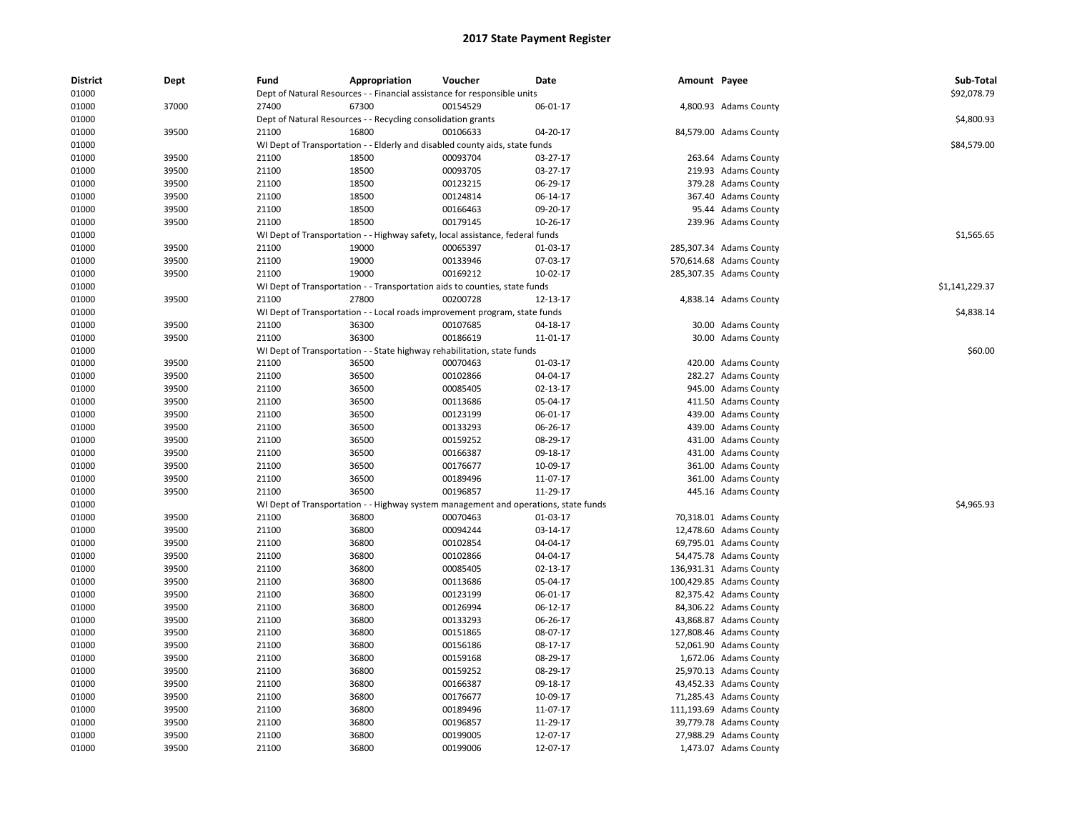# 2017 State Payment Register

| District | Dept | Fund | Appropriation | Voucher | Date | Amount | Payee | Sub-Total |
|---|---|---|---|---|---|---|---|---|
| 01000 | | Dept of Natural Resources - - Financial assistance for responsible units | | | | | | $92,078.79 |
| 01000 | 37000 | 27400 | 67300 | 00154529 | 06-01-17 | 4,800.93 | Adams County | |
| 01000 | | Dept of Natural Resources - - Recycling consolidation grants | | | | | | $4,800.93 |
| 01000 | 39500 | 21100 | 16800 | 00106633 | 04-20-17 | 84,579.00 | Adams County | |
| 01000 | | WI Dept of Transportation - - Elderly and disabled county aids, state funds | | | | | | $84,579.00 |
| 01000 | 39500 | 21100 | 18500 | 00093704 | 03-27-17 | 263.64 | Adams County | |
| 01000 | 39500 | 21100 | 18500 | 00093705 | 03-27-17 | 219.93 | Adams County | |
| 01000 | 39500 | 21100 | 18500 | 00123215 | 06-29-17 | 379.28 | Adams County | |
| 01000 | 39500 | 21100 | 18500 | 00124814 | 06-14-17 | 367.40 | Adams County | |
| 01000 | 39500 | 21100 | 18500 | 00166463 | 09-20-17 | 95.44 | Adams County | |
| 01000 | 39500 | 21100 | 18500 | 00179145 | 10-26-17 | 239.96 | Adams County | |
| 01000 | | WI Dept of Transportation - - Highway safety, local assistance, federal funds | | | | | | $1,565.65 |
| 01000 | 39500 | 21100 | 19000 | 00065397 | 01-03-17 | 285,307.34 | Adams County | |
| 01000 | 39500 | 21100 | 19000 | 00133946 | 07-03-17 | 570,614.68 | Adams County | |
| 01000 | 39500 | 21100 | 19000 | 00169212 | 10-02-17 | 285,307.35 | Adams County | |
| 01000 | | WI Dept of Transportation - - Transportation aids to counties, state funds | | | | | | $1,141,229.37 |
| 01000 | 39500 | 21100 | 27800 | 00200728 | 12-13-17 | 4,838.14 | Adams County | |
| 01000 | | WI Dept of Transportation - - Local roads improvement program, state funds | | | | | | $4,838.14 |
| 01000 | 39500 | 21100 | 36300 | 00107685 | 04-18-17 | 30.00 | Adams County | |
| 01000 | 39500 | 21100 | 36300 | 00186619 | 11-01-17 | 30.00 | Adams County | |
| 01000 | | WI Dept of Transportation - - State highway rehabilitation, state funds | | | | | | $60.00 |
| 01000 | 39500 | 21100 | 36500 | 00070463 | 01-03-17 | 420.00 | Adams County | |
| 01000 | 39500 | 21100 | 36500 | 00102866 | 04-04-17 | 282.27 | Adams County | |
| 01000 | 39500 | 21100 | 36500 | 00085405 | 02-13-17 | 945.00 | Adams County | |
| 01000 | 39500 | 21100 | 36500 | 00113686 | 05-04-17 | 411.50 | Adams County | |
| 01000 | 39500 | 21100 | 36500 | 00123199 | 06-01-17 | 439.00 | Adams County | |
| 01000 | 39500 | 21100 | 36500 | 00133293 | 06-26-17 | 439.00 | Adams County | |
| 01000 | 39500 | 21100 | 36500 | 00159252 | 08-29-17 | 431.00 | Adams County | |
| 01000 | 39500 | 21100 | 36500 | 00166387 | 09-18-17 | 431.00 | Adams County | |
| 01000 | 39500 | 21100 | 36500 | 00176677 | 10-09-17 | 361.00 | Adams County | |
| 01000 | 39500 | 21100 | 36500 | 00189496 | 11-07-17 | 361.00 | Adams County | |
| 01000 | 39500 | 21100 | 36500 | 00196857 | 11-29-17 | 445.16 | Adams County | |
| 01000 | | WI Dept of Transportation - - Highway system management and operations, state funds | | | | | | $4,965.93 |
| 01000 | 39500 | 21100 | 36800 | 00070463 | 01-03-17 | 70,318.01 | Adams County | |
| 01000 | 39500 | 21100 | 36800 | 00094244 | 03-14-17 | 12,478.60 | Adams County | |
| 01000 | 39500 | 21100 | 36800 | 00102854 | 04-04-17 | 69,795.01 | Adams County | |
| 01000 | 39500 | 21100 | 36800 | 00102866 | 04-04-17 | 54,475.78 | Adams County | |
| 01000 | 39500 | 21100 | 36800 | 00085405 | 02-13-17 | 136,931.31 | Adams County | |
| 01000 | 39500 | 21100 | 36800 | 00113686 | 05-04-17 | 100,429.85 | Adams County | |
| 01000 | 39500 | 21100 | 36800 | 00123199 | 06-01-17 | 82,375.42 | Adams County | |
| 01000 | 39500 | 21100 | 36800 | 00126994 | 06-12-17 | 84,306.22 | Adams County | |
| 01000 | 39500 | 21100 | 36800 | 00133293 | 06-26-17 | 43,868.87 | Adams County | |
| 01000 | 39500 | 21100 | 36800 | 00151865 | 08-07-17 | 127,808.46 | Adams County | |
| 01000 | 39500 | 21100 | 36800 | 00156186 | 08-17-17 | 52,061.90 | Adams County | |
| 01000 | 39500 | 21100 | 36800 | 00159168 | 08-29-17 | 1,672.06 | Adams County | |
| 01000 | 39500 | 21100 | 36800 | 00159252 | 08-29-17 | 25,970.13 | Adams County | |
| 01000 | 39500 | 21100 | 36800 | 00166387 | 09-18-17 | 43,452.33 | Adams County | |
| 01000 | 39500 | 21100 | 36800 | 00176677 | 10-09-17 | 71,285.43 | Adams County | |
| 01000 | 39500 | 21100 | 36800 | 00189496 | 11-07-17 | 111,193.69 | Adams County | |
| 01000 | 39500 | 21100 | 36800 | 00196857 | 11-29-17 | 39,779.78 | Adams County | |
| 01000 | 39500 | 21100 | 36800 | 00199005 | 12-07-17 | 27,988.29 | Adams County | |
| 01000 | 39500 | 21100 | 36800 | 00199006 | 12-07-17 | 1,473.07 | Adams County | |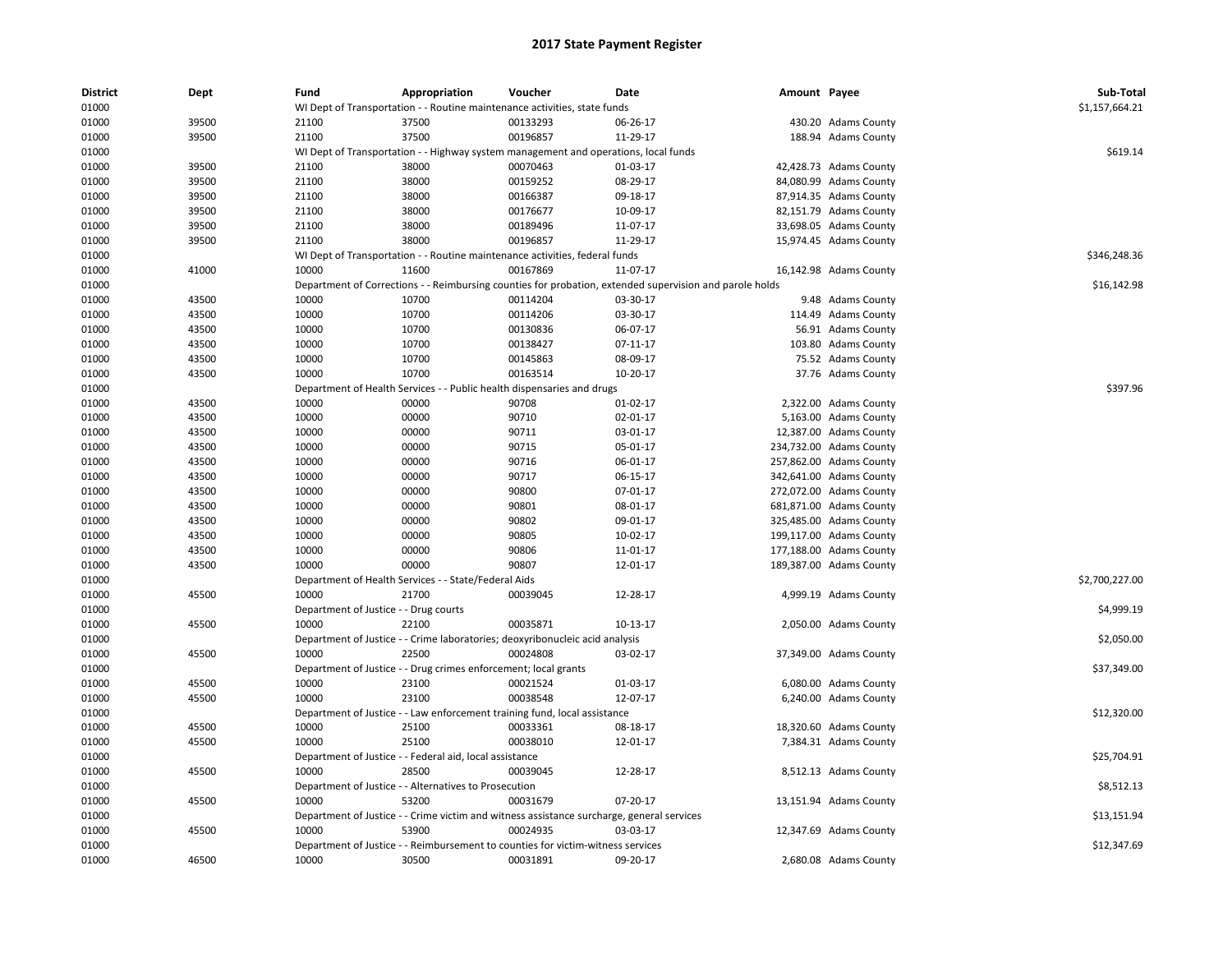## 2017 State Payment Register

| District | Dept | Fund | Appropriation | Voucher | Date | Amount | Payee | Sub-Total |
|---|---|---|---|---|---|---|---|---|
| 01000 | | WI Dept of Transportation - - Routine maintenance activities, state funds | | | | | | $1,157,664.21 |
| 01000 | 39500 | 21100 | 37500 | 00133293 | 06-26-17 | 430.20 | Adams County | |
| 01000 | 39500 | 21100 | 37500 | 00196857 | 11-29-17 | 188.94 | Adams County | |
| 01000 | | WI Dept of Transportation - - Highway system management and operations, local funds | | | | | | $619.14 |
| 01000 | 39500 | 21100 | 38000 | 00070463 | 01-03-17 | 42,428.73 | Adams County | |
| 01000 | 39500 | 21100 | 38000 | 00159252 | 08-29-17 | 84,080.99 | Adams County | |
| 01000 | 39500 | 21100 | 38000 | 00166387 | 09-18-17 | 87,914.35 | Adams County | |
| 01000 | 39500 | 21100 | 38000 | 00176677 | 10-09-17 | 82,151.79 | Adams County | |
| 01000 | 39500 | 21100 | 38000 | 00189496 | 11-07-17 | 33,698.05 | Adams County | |
| 01000 | 39500 | 21100 | 38000 | 00196857 | 11-29-17 | 15,974.45 | Adams County | |
| 01000 | | WI Dept of Transportation - - Routine maintenance activities, federal funds | | | | | | $346,248.36 |
| 01000 | 41000 | 10000 | 11600 | 00167869 | 11-07-17 | 16,142.98 | Adams County | |
| 01000 | | Department of Corrections - - Reimbursing counties for probation, extended supervision and parole holds | | | | | | $16,142.98 |
| 01000 | 43500 | 10000 | 10700 | 00114204 | 03-30-17 | 9.48 | Adams County | |
| 01000 | 43500 | 10000 | 10700 | 00114206 | 03-30-17 | 114.49 | Adams County | |
| 01000 | 43500 | 10000 | 10700 | 00130836 | 06-07-17 | 56.91 | Adams County | |
| 01000 | 43500 | 10000 | 10700 | 00138427 | 07-11-17 | 103.80 | Adams County | |
| 01000 | 43500 | 10000 | 10700 | 00145863 | 08-09-17 | 75.52 | Adams County | |
| 01000 | 43500 | 10000 | 10700 | 00163514 | 10-20-17 | 37.76 | Adams County | |
| 01000 | | Department of Health Services - - Public health dispensaries and drugs | | | | | | $397.96 |
| 01000 | 43500 | 10000 | 00000 | 90708 | 01-02-17 | 2,322.00 | Adams County | |
| 01000 | 43500 | 10000 | 00000 | 90710 | 02-01-17 | 5,163.00 | Adams County | |
| 01000 | 43500 | 10000 | 00000 | 90711 | 03-01-17 | 12,387.00 | Adams County | |
| 01000 | 43500 | 10000 | 00000 | 90715 | 05-01-17 | 234,732.00 | Adams County | |
| 01000 | 43500 | 10000 | 00000 | 90716 | 06-01-17 | 257,862.00 | Adams County | |
| 01000 | 43500 | 10000 | 00000 | 90717 | 06-15-17 | 342,641.00 | Adams County | |
| 01000 | 43500 | 10000 | 00000 | 90800 | 07-01-17 | 272,072.00 | Adams County | |
| 01000 | 43500 | 10000 | 00000 | 90801 | 08-01-17 | 681,871.00 | Adams County | |
| 01000 | 43500 | 10000 | 00000 | 90802 | 09-01-17 | 325,485.00 | Adams County | |
| 01000 | 43500 | 10000 | 00000 | 90805 | 10-02-17 | 199,117.00 | Adams County | |
| 01000 | 43500 | 10000 | 00000 | 90806 | 11-01-17 | 177,188.00 | Adams County | |
| 01000 | 43500 | 10000 | 00000 | 90807 | 12-01-17 | 189,387.00 | Adams County | |
| 01000 | | Department of Health Services - - State/Federal Aids | | | | | | $2,700,227.00 |
| 01000 | 45500 | 10000 | 21700 | 00039045 | 12-28-17 | 4,999.19 | Adams County | |
| 01000 | | Department of Justice - - Drug courts | | | | | | $4,999.19 |
| 01000 | 45500 | 10000 | 22100 | 00035871 | 10-13-17 | 2,050.00 | Adams County | |
| 01000 | | Department of Justice - - Crime laboratories; deoxyribonucleic acid analysis | | | | | | $2,050.00 |
| 01000 | 45500 | 10000 | 22500 | 00024808 | 03-02-17 | 37,349.00 | Adams County | |
| 01000 | | Department of Justice - - Drug crimes enforcement; local grants | | | | | | $37,349.00 |
| 01000 | 45500 | 10000 | 23100 | 00021524 | 01-03-17 | 6,080.00 | Adams County | |
| 01000 | 45500 | 10000 | 23100 | 00038548 | 12-07-17 | 6,240.00 | Adams County | |
| 01000 | | Department of Justice - - Law enforcement training fund, local assistance | | | | | | $12,320.00 |
| 01000 | 45500 | 10000 | 25100 | 00033361 | 08-18-17 | 18,320.60 | Adams County | |
| 01000 | 45500 | 10000 | 25100 | 00038010 | 12-01-17 | 7,384.31 | Adams County | |
| 01000 | | Department of Justice - - Federal aid, local assistance | | | | | | $25,704.91 |
| 01000 | 45500 | 10000 | 28500 | 00039045 | 12-28-17 | 8,512.13 | Adams County | |
| 01000 | | Department of Justice - - Alternatives to Prosecution | | | | | | $8,512.13 |
| 01000 | 45500 | 10000 | 53200 | 00031679 | 07-20-17 | 13,151.94 | Adams County | |
| 01000 | | Department of Justice - - Crime victim and witness assistance surcharge, general services | | | | | | $13,151.94 |
| 01000 | 45500 | 10000 | 53900 | 00024935 | 03-03-17 | 12,347.69 | Adams County | |
| 01000 | | Department of Justice - - Reimbursement to counties for victim-witness services | | | | | | $12,347.69 |
| 01000 | 46500 | 10000 | 30500 | 00031891 | 09-20-17 | 2,680.08 | Adams County | |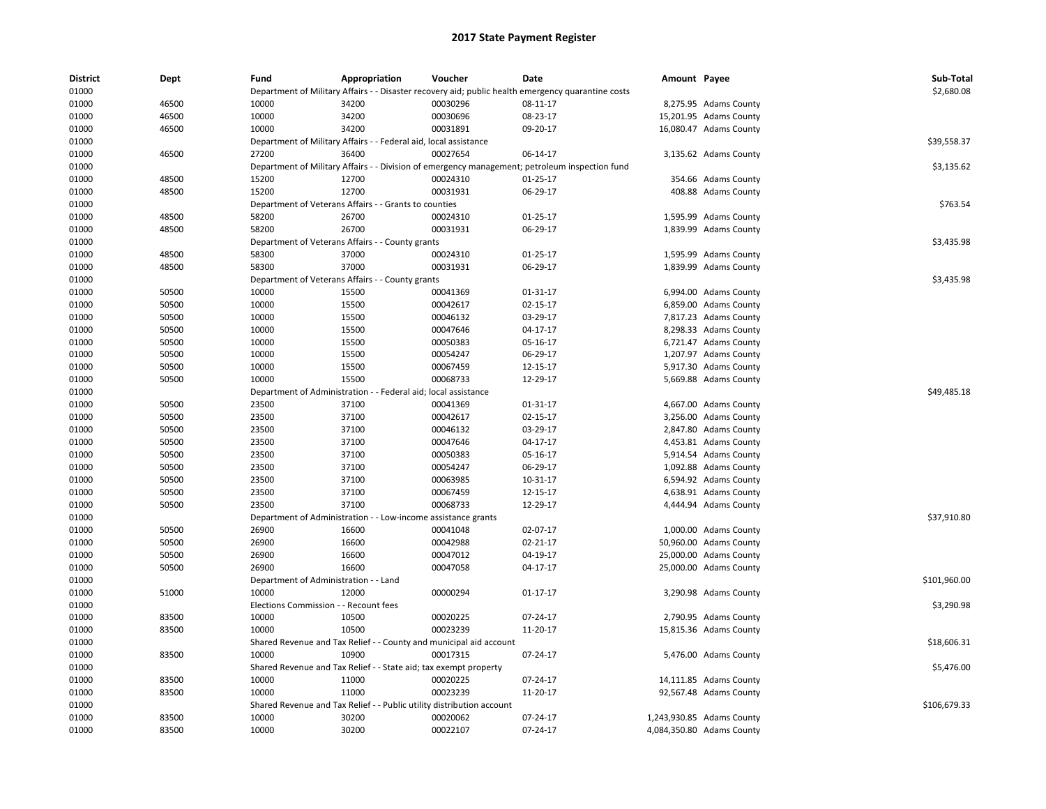# 2017 State Payment Register

| District | Dept | Fund | Appropriation | Voucher | Date | Amount | Payee | Sub-Total |
|---|---|---|---|---|---|---|---|---|
| 01000 | | Department of Military Affairs - - Disaster recovery aid; public health emergency quarantine costs | | | | | | $2,680.08 |
| 01000 | 46500 | 10000 | 34200 | 00030296 | 08-11-17 | 8,275.95 | Adams County | |
| 01000 | 46500 | 10000 | 34200 | 00030696 | 08-23-17 | 15,201.95 | Adams County | |
| 01000 | 46500 | 10000 | 34200 | 00031891 | 09-20-17 | 16,080.47 | Adams County | |
| 01000 | | Department of Military Affairs - - Federal aid, local assistance | | | | | | $39,558.37 |
| 01000 | 46500 | 27200 | 36400 | 00027654 | 06-14-17 | 3,135.62 | Adams County | |
| 01000 | | Department of Military Affairs - - Division of emergency management; petroleum inspection fund | | | | | | $3,135.62 |
| 01000 | 48500 | 15200 | 12700 | 00024310 | 01-25-17 | 354.66 | Adams County | |
| 01000 | 48500 | 15200 | 12700 | 00031931 | 06-29-17 | 408.88 | Adams County | |
| 01000 | | Department of Veterans Affairs - - Grants to counties | | | | | | $763.54 |
| 01000 | 48500 | 58200 | 26700 | 00024310 | 01-25-17 | 1,595.99 | Adams County | |
| 01000 | 48500 | 58200 | 26700 | 00031931 | 06-29-17 | 1,839.99 | Adams County | |
| 01000 | | Department of Veterans Affairs - - County grants | | | | | | $3,435.98 |
| 01000 | 48500 | 58300 | 37000 | 00024310 | 01-25-17 | 1,595.99 | Adams County | |
| 01000 | 48500 | 58300 | 37000 | 00031931 | 06-29-17 | 1,839.99 | Adams County | |
| 01000 | | Department of Veterans Affairs - - County grants | | | | | | $3,435.98 |
| 01000 | 50500 | 10000 | 15500 | 00041369 | 01-31-17 | 6,994.00 | Adams County | |
| 01000 | 50500 | 10000 | 15500 | 00042617 | 02-15-17 | 6,859.00 | Adams County | |
| 01000 | 50500 | 10000 | 15500 | 00046132 | 03-29-17 | 7,817.23 | Adams County | |
| 01000 | 50500 | 10000 | 15500 | 00047646 | 04-17-17 | 8,298.33 | Adams County | |
| 01000 | 50500 | 10000 | 15500 | 00050383 | 05-16-17 | 6,721.47 | Adams County | |
| 01000 | 50500 | 10000 | 15500 | 00054247 | 06-29-17 | 1,207.97 | Adams County | |
| 01000 | 50500 | 10000 | 15500 | 00067459 | 12-15-17 | 5,917.30 | Adams County | |
| 01000 | 50500 | 10000 | 15500 | 00068733 | 12-29-17 | 5,669.88 | Adams County | |
| 01000 | | Department of Administration - - Federal aid; local assistance | | | | | | $49,485.18 |
| 01000 | 50500 | 23500 | 37100 | 00041369 | 01-31-17 | 4,667.00 | Adams County | |
| 01000 | 50500 | 23500 | 37100 | 00042617 | 02-15-17 | 3,256.00 | Adams County | |
| 01000 | 50500 | 23500 | 37100 | 00046132 | 03-29-17 | 2,847.80 | Adams County | |
| 01000 | 50500 | 23500 | 37100 | 00047646 | 04-17-17 | 4,453.81 | Adams County | |
| 01000 | 50500 | 23500 | 37100 | 00050383 | 05-16-17 | 5,914.54 | Adams County | |
| 01000 | 50500 | 23500 | 37100 | 00054247 | 06-29-17 | 1,092.88 | Adams County | |
| 01000 | 50500 | 23500 | 37100 | 00063985 | 10-31-17 | 6,594.92 | Adams County | |
| 01000 | 50500 | 23500 | 37100 | 00067459 | 12-15-17 | 4,638.91 | Adams County | |
| 01000 | 50500 | 23500 | 37100 | 00068733 | 12-29-17 | 4,444.94 | Adams County | |
| 01000 | | Department of Administration - - Low-income assistance grants | | | | | | $37,910.80 |
| 01000 | 50500 | 26900 | 16600 | 00041048 | 02-07-17 | 1,000.00 | Adams County | |
| 01000 | 50500 | 26900 | 16600 | 00042988 | 02-21-17 | 50,960.00 | Adams County | |
| 01000 | 50500 | 26900 | 16600 | 00047012 | 04-19-17 | 25,000.00 | Adams County | |
| 01000 | 50500 | 26900 | 16600 | 00047058 | 04-17-17 | 25,000.00 | Adams County | |
| 01000 | | Department of Administration - - Land | | | | | | $101,960.00 |
| 01000 | 51000 | 10000 | 12000 | 00000294 | 01-17-17 | 3,290.98 | Adams County | |
| 01000 | | Elections Commission - - Recount fees | | | | | | $3,290.98 |
| 01000 | 83500 | 10000 | 10500 | 00020225 | 07-24-17 | 2,790.95 | Adams County | |
| 01000 | 83500 | 10000 | 10500 | 00023239 | 11-20-17 | 15,815.36 | Adams County | |
| 01000 | | Shared Revenue and Tax Relief - - County and municipal aid account | | | | | | $18,606.31 |
| 01000 | 83500 | 10000 | 10900 | 00017315 | 07-24-17 | 5,476.00 | Adams County | |
| 01000 | | Shared Revenue and Tax Relief - - State aid; tax exempt property | | | | | | $5,476.00 |
| 01000 | 83500 | 10000 | 11000 | 00020225 | 07-24-17 | 14,111.85 | Adams County | |
| 01000 | 83500 | 10000 | 11000 | 00023239 | 11-20-17 | 92,567.48 | Adams County | |
| 01000 | | Shared Revenue and Tax Relief - - Public utility distribution account | | | | | | $106,679.33 |
| 01000 | 83500 | 10000 | 30200 | 00020062 | 07-24-17 | 1,243,930.85 | Adams County | |
| 01000 | 83500 | 10000 | 30200 | 00022107 | 07-24-17 | 4,084,350.80 | Adams County | |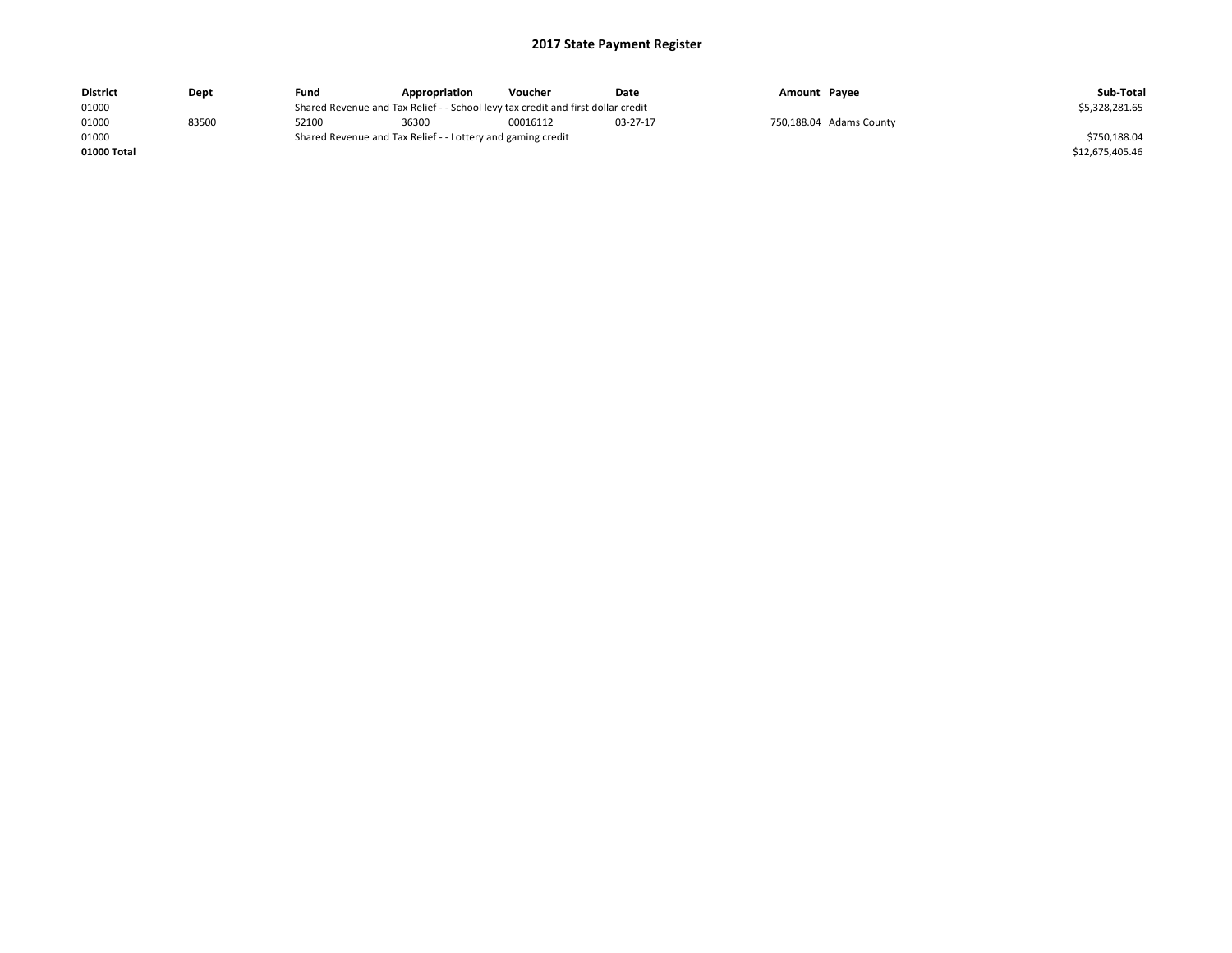# 2017 State Payment Register

| District | Dept | Fund | Appropriation | Voucher | Date | Amount | Payee | Sub-Total |
|---|---|---|---|---|---|---|---|---|
| 01000 | | Shared Revenue and Tax Relief - - School levy tax credit and first dollar credit | | | | | | $5,328,281.65 |
| 01000 | 83500 | 52100 | 36300 | 00016112 | 03-27-17 | 750,188.04 | Adams County | |
| 01000 | | Shared Revenue and Tax Relief - - Lottery and gaming credit | | | | | | $750,188.04 |
| **01000 Total** | | | | | | | | $12,675,405.46 |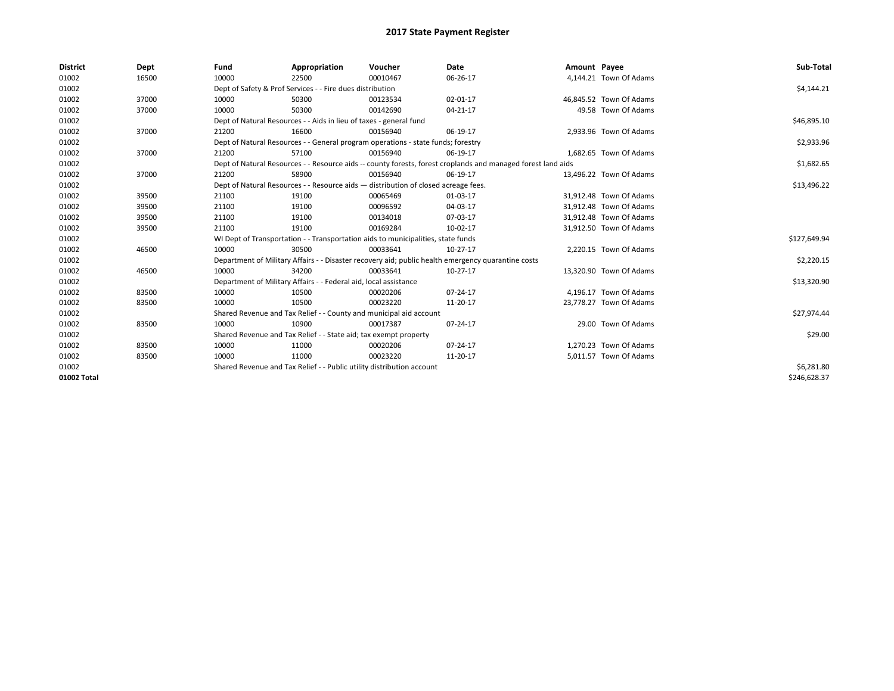# 2017 State Payment Register

| District | Dept | Fund | Appropriation | Voucher | Date | Amount | Payee | Sub-Total |
|---|---|---|---|---|---|---|---|---|
| 01002 | 16500 | 10000 | 22500 | 00010467 | 06-26-17 | 4,144.21 | Town Of Adams | |
| 01002 | | Dept of Safety & Prof Services - - Fire dues distribution | | | | | | $4,144.21 |
| 01002 | 37000 | 10000 | 50300 | 00123534 | 02-01-17 | 46,845.52 | Town Of Adams | |
| 01002 | 37000 | 10000 | 50300 | 00142690 | 04-21-17 | 49.58 | Town Of Adams | |
| 01002 | | Dept of Natural Resources - - Aids in lieu of taxes - general fund | | | | | | $46,895.10 |
| 01002 | 37000 | 21200 | 16600 | 00156940 | 06-19-17 | 2,933.96 | Town Of Adams | |
| 01002 | | Dept of Natural Resources - - General program operations - state funds; forestry | | | | | | $2,933.96 |
| 01002 | 37000 | 21200 | 57100 | 00156940 | 06-19-17 | 1,682.65 | Town Of Adams | |
| 01002 | | Dept of Natural Resources - - Resource aids -- county forests, forest croplands and managed forest land aids | | | | | | $1,682.65 |
| 01002 | 37000 | 21200 | 58900 | 00156940 | 06-19-17 | 13,496.22 | Town Of Adams | |
| 01002 | | Dept of Natural Resources - - Resource aids — distribution of closed acreage fees. | | | | | | $13,496.22 |
| 01002 | 39500 | 21100 | 19100 | 00065469 | 01-03-17 | 31,912.48 | Town Of Adams | |
| 01002 | 39500 | 21100 | 19100 | 00096592 | 04-03-17 | 31,912.48 | Town Of Adams | |
| 01002 | 39500 | 21100 | 19100 | 00134018 | 07-03-17 | 31,912.48 | Town Of Adams | |
| 01002 | 39500 | 21100 | 19100 | 00169284 | 10-02-17 | 31,912.50 | Town Of Adams | |
| 01002 | | WI Dept of Transportation - - Transportation aids to municipalities, state funds | | | | | | $127,649.94 |
| 01002 | 46500 | 10000 | 30500 | 00033641 | 10-27-17 | 2,220.15 | Town Of Adams | |
| 01002 | | Department of Military Affairs - - Disaster recovery aid; public health emergency quarantine costs | | | | | | $2,220.15 |
| 01002 | 46500 | 10000 | 34200 | 00033641 | 10-27-17 | 13,320.90 | Town Of Adams | |
| 01002 | | Department of Military Affairs - - Federal aid, local assistance | | | | | | $13,320.90 |
| 01002 | 83500 | 10000 | 10500 | 00020206 | 07-24-17 | 4,196.17 | Town Of Adams | |
| 01002 | 83500 | 10000 | 10500 | 00023220 | 11-20-17 | 23,778.27 | Town Of Adams | |
| 01002 | | Shared Revenue and Tax Relief - - County and municipal aid account | | | | | | $27,974.44 |
| 01002 | 83500 | 10000 | 10900 | 00017387 | 07-24-17 | 29.00 | Town Of Adams | |
| 01002 | | Shared Revenue and Tax Relief - - State aid; tax exempt property | | | | | | $29.00 |
| 01002 | 83500 | 10000 | 11000 | 00020206 | 07-24-17 | 1,270.23 | Town Of Adams | |
| 01002 | 83500 | 10000 | 11000 | 00023220 | 11-20-17 | 5,011.57 | Town Of Adams | |
| 01002 | | Shared Revenue and Tax Relief - - Public utility distribution account | | | | | | $6,281.80 |
| 01002 Total | | | | | | | | $246,628.37 |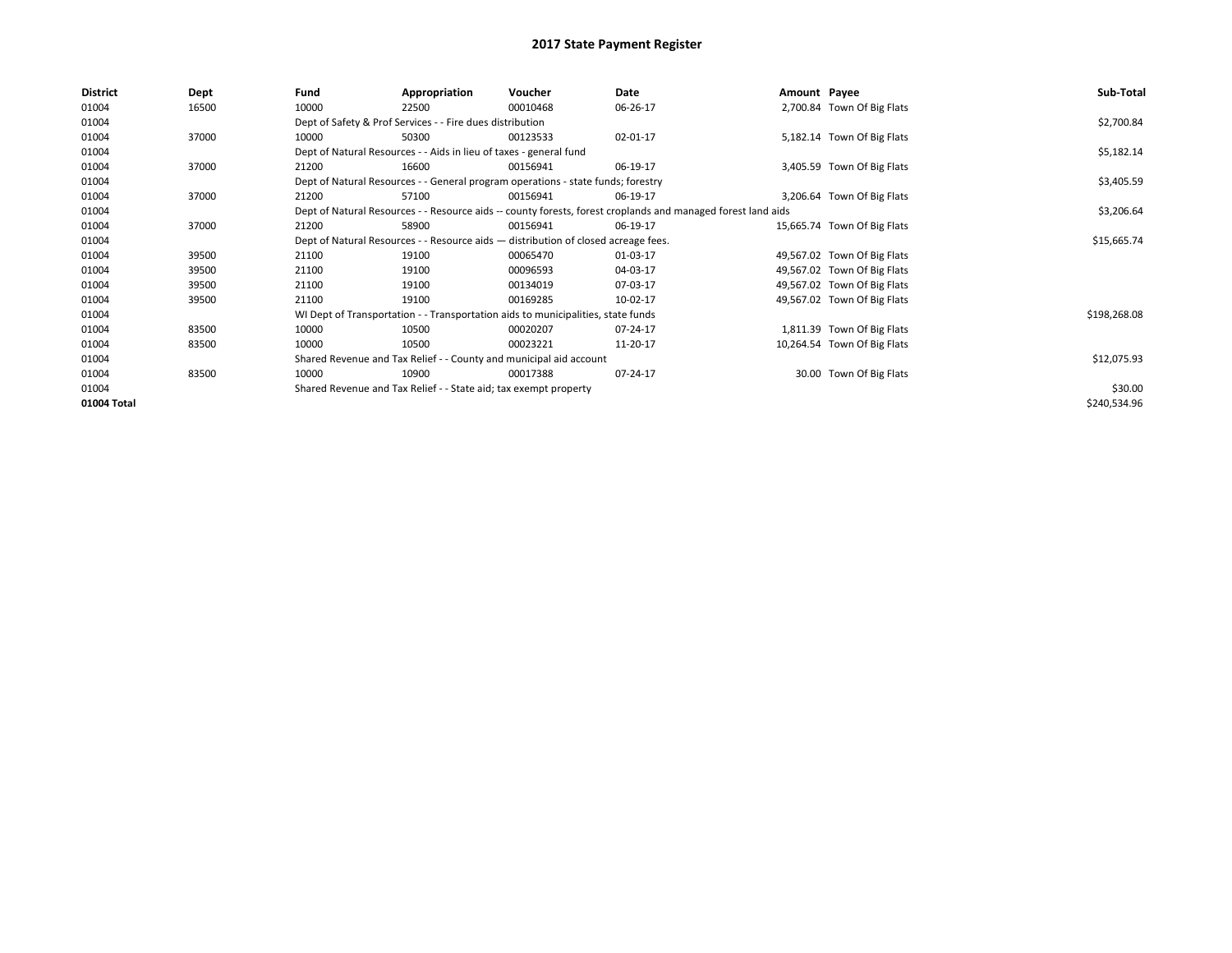# 2017 State Payment Register

| District | Dept | Fund | Appropriation | Voucher | Date | Amount | Payee | Sub-Total |
|---|---|---|---|---|---|---|---|---|
| 01004 | 16500 | 10000 | 22500 | 00010468 | 06-26-17 | 2,700.84 | Town Of Big Flats | |
| 01004 | | Dept of Safety & Prof Services - - Fire dues distribution | | | | | | $2,700.84 |
| 01004 | 37000 | 10000 | 50300 | 00123533 | 02-01-17 | 5,182.14 | Town Of Big Flats | |
| 01004 | | Dept of Natural Resources - - Aids in lieu of taxes - general fund | | | | | | $5,182.14 |
| 01004 | 37000 | 21200 | 16600 | 00156941 | 06-19-17 | 3,405.59 | Town Of Big Flats | |
| 01004 | | Dept of Natural Resources - - General program operations - state funds; forestry | | | | | | $3,405.59 |
| 01004 | 37000 | 21200 | 57100 | 00156941 | 06-19-17 | 3,206.64 | Town Of Big Flats | |
| 01004 | | Dept of Natural Resources - - Resource aids -- county forests, forest croplands and managed forest land aids | | | | | | $3,206.64 |
| 01004 | 37000 | 21200 | 58900 | 00156941 | 06-19-17 | 15,665.74 | Town Of Big Flats | |
| 01004 | | Dept of Natural Resources - - Resource aids — distribution of closed acreage fees. | | | | | | $15,665.74 |
| 01004 | 39500 | 21100 | 19100 | 00065470 | 01-03-17 | 49,567.02 | Town Of Big Flats | |
| 01004 | 39500 | 21100 | 19100 | 00096593 | 04-03-17 | 49,567.02 | Town Of Big Flats | |
| 01004 | 39500 | 21100 | 19100 | 00134019 | 07-03-17 | 49,567.02 | Town Of Big Flats | |
| 01004 | 39500 | 21100 | 19100 | 00169285 | 10-02-17 | 49,567.02 | Town Of Big Flats | |
| 01004 | | WI Dept of Transportation - - Transportation aids to municipalities, state funds | | | | | | $198,268.08 |
| 01004 | 83500 | 10000 | 10500 | 00020207 | 07-24-17 | 1,811.39 | Town Of Big Flats | |
| 01004 | 83500 | 10000 | 10500 | 00023221 | 11-20-17 | 10,264.54 | Town Of Big Flats | |
| 01004 | | Shared Revenue and Tax Relief - - County and municipal aid account | | | | | | $12,075.93 |
| 01004 | 83500 | 10000 | 10900 | 00017388 | 07-24-17 | 30.00 | Town Of Big Flats | |
| 01004 | | Shared Revenue and Tax Relief - - State aid; tax exempt property | | | | | | $30.00 |
| 01004 Total | | | | | | | | $240,534.96 |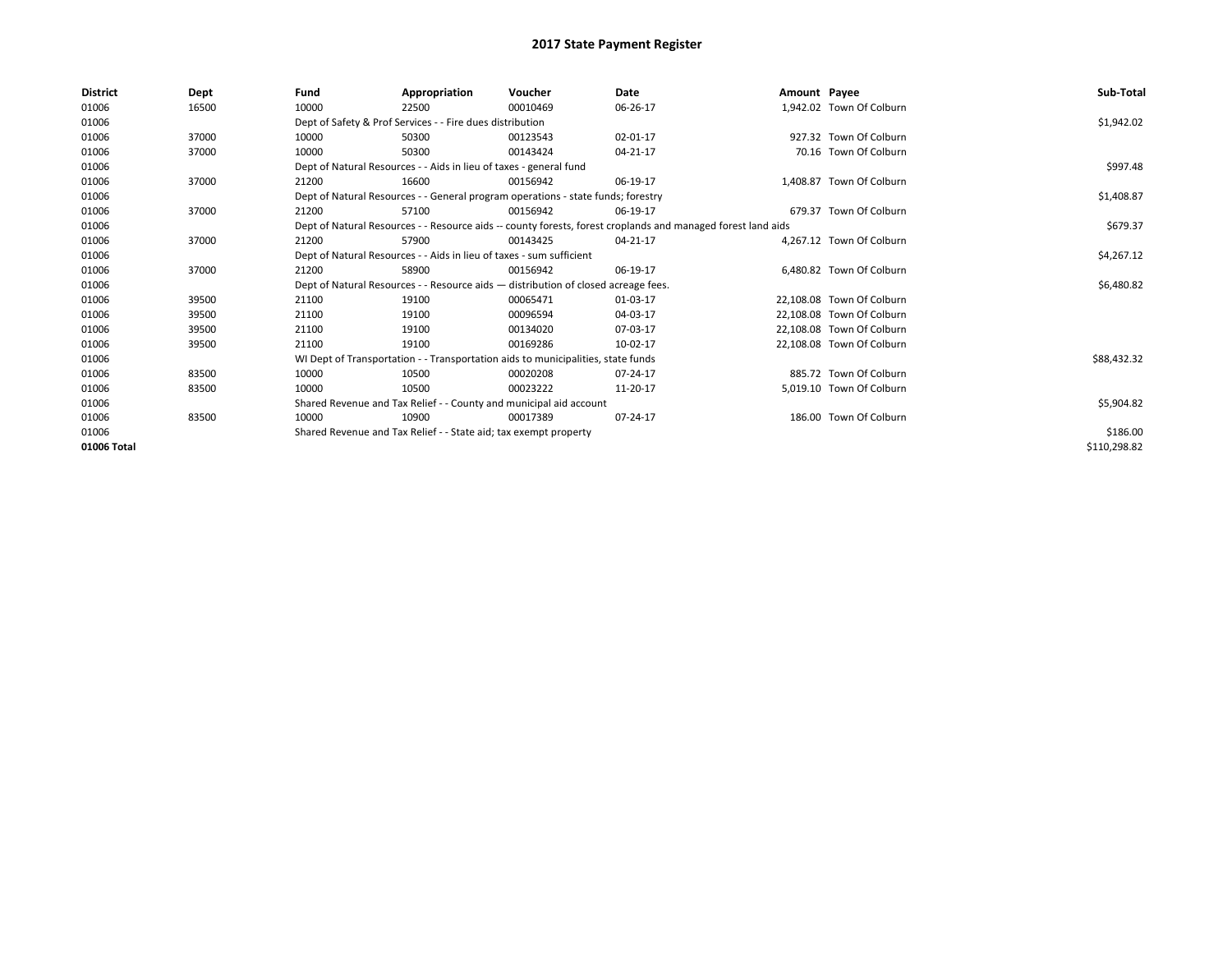# 2017 State Payment Register

| District | Dept | Fund | Appropriation | Voucher | Date | Amount | Payee | Sub-Total |
|---|---|---|---|---|---|---|---|---|
| 01006 | 16500 | 10000 | 22500 | 00010469 | 06-26-17 | 1,942.02 | Town Of Colburn | |
| 01006 | | Dept of Safety & Prof Services - - Fire dues distribution | | | | | | $1,942.02 |
| 01006 | 37000 | 10000 | 50300 | 00123543 | 02-01-17 | 927.32 | Town Of Colburn | |
| 01006 | 37000 | 10000 | 50300 | 00143424 | 04-21-17 | 70.16 | Town Of Colburn | |
| 01006 | | Dept of Natural Resources - - Aids in lieu of taxes - general fund | | | | | | $997.48 |
| 01006 | 37000 | 21200 | 16600 | 00156942 | 06-19-17 | 1,408.87 | Town Of Colburn | |
| 01006 | | Dept of Natural Resources - - General program operations - state funds; forestry | | | | | | $1,408.87 |
| 01006 | 37000 | 21200 | 57100 | 00156942 | 06-19-17 | 679.37 | Town Of Colburn | |
| 01006 | | Dept of Natural Resources - - Resource aids -- county forests, forest croplands and managed forest land aids | | | | | | $679.37 |
| 01006 | 37000 | 21200 | 57900 | 00143425 | 04-21-17 | 4,267.12 | Town Of Colburn | |
| 01006 | | Dept of Natural Resources - - Aids in lieu of taxes - sum sufficient | | | | | | $4,267.12 |
| 01006 | 37000 | 21200 | 58900 | 00156942 | 06-19-17 | 6,480.82 | Town Of Colburn | |
| 01006 | | Dept of Natural Resources - - Resource aids — distribution of closed acreage fees. | | | | | | $6,480.82 |
| 01006 | 39500 | 21100 | 19100 | 00065471 | 01-03-17 | 22,108.08 | Town Of Colburn | |
| 01006 | 39500 | 21100 | 19100 | 00096594 | 04-03-17 | 22,108.08 | Town Of Colburn | |
| 01006 | 39500 | 21100 | 19100 | 00134020 | 07-03-17 | 22,108.08 | Town Of Colburn | |
| 01006 | 39500 | 21100 | 19100 | 00169286 | 10-02-17 | 22,108.08 | Town Of Colburn | |
| 01006 | | WI Dept of Transportation - - Transportation aids to municipalities, state funds | | | | | | $88,432.32 |
| 01006 | 83500 | 10000 | 10500 | 00020208 | 07-24-17 | 885.72 | Town Of Colburn | |
| 01006 | 83500 | 10000 | 10500 | 00023222 | 11-20-17 | 5,019.10 | Town Of Colburn | |
| 01006 | | Shared Revenue and Tax Relief - - County and municipal aid account | | | | | | $5,904.82 |
| 01006 | 83500 | 10000 | 10900 | 00017389 | 07-24-17 | 186.00 | Town Of Colburn | |
| 01006 | | Shared Revenue and Tax Relief - - State aid; tax exempt property | | | | | | $186.00 |
| 01006 Total | | | | | | | | $110,298.82 |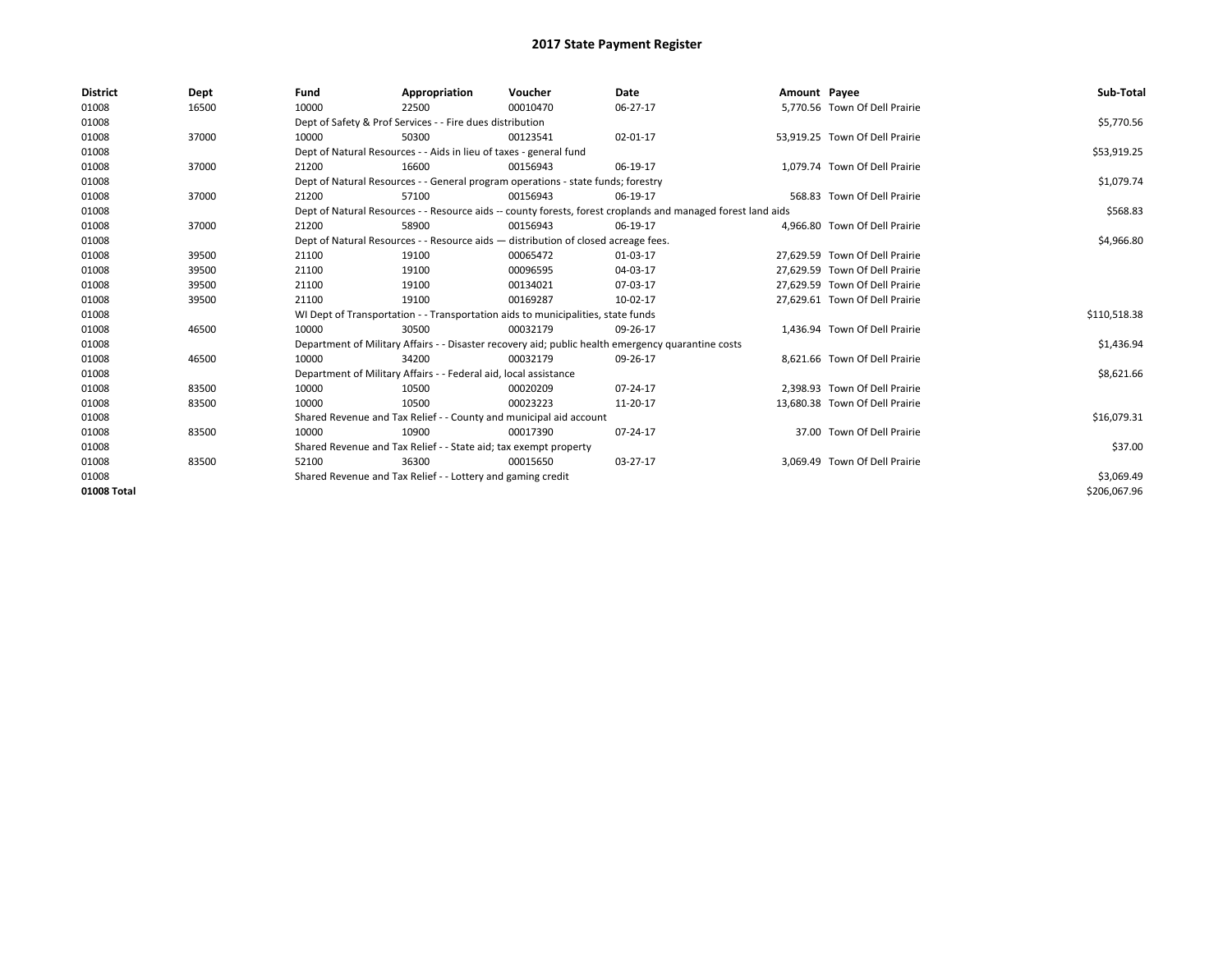# 2017 State Payment Register

| District | Dept | Fund | Appropriation | Voucher | Date | Amount | Payee | Sub-Total |
|---|---|---|---|---|---|---|---|---|
| 01008 | 16500 | 10000 | 22500 | 00010470 | 06-27-17 | 5,770.56 | Town Of Dell Prairie | |
| 01008 | | Dept of Safety & Prof Services - - Fire dues distribution | | | | | | $5,770.56 |
| 01008 | 37000 | 10000 | 50300 | 00123541 | 02-01-17 | 53,919.25 | Town Of Dell Prairie | |
| 01008 | | Dept of Natural Resources - - Aids in lieu of taxes - general fund | | | | | | $53,919.25 |
| 01008 | 37000 | 21200 | 16600 | 00156943 | 06-19-17 | 1,079.74 | Town Of Dell Prairie | |
| 01008 | | Dept of Natural Resources - - General program operations - state funds; forestry | | | | | | $1,079.74 |
| 01008 | 37000 | 21200 | 57100 | 00156943 | 06-19-17 | 568.83 | Town Of Dell Prairie | |
| 01008 | | Dept of Natural Resources - - Resource aids -- county forests, forest croplands and managed forest land aids | | | | | | $568.83 |
| 01008 | 37000 | 21200 | 58900 | 00156943 | 06-19-17 | 4,966.80 | Town Of Dell Prairie | |
| 01008 | | Dept of Natural Resources - - Resource aids — distribution of closed acreage fees. | | | | | | $4,966.80 |
| 01008 | 39500 | 21100 | 19100 | 00065472 | 01-03-17 | 27,629.59 | Town Of Dell Prairie | |
| 01008 | 39500 | 21100 | 19100 | 00096595 | 04-03-17 | 27,629.59 | Town Of Dell Prairie | |
| 01008 | 39500 | 21100 | 19100 | 00134021 | 07-03-17 | 27,629.59 | Town Of Dell Prairie | |
| 01008 | 39500 | 21100 | 19100 | 00169287 | 10-02-17 | 27,629.61 | Town Of Dell Prairie | |
| 01008 | | WI Dept of Transportation - - Transportation aids to municipalities, state funds | | | | | | $110,518.38 |
| 01008 | 46500 | 10000 | 30500 | 00032179 | 09-26-17 | 1,436.94 | Town Of Dell Prairie | |
| 01008 | | Department of Military Affairs - - Disaster recovery aid; public health emergency quarantine costs | | | | | | $1,436.94 |
| 01008 | 46500 | 10000 | 34200 | 00032179 | 09-26-17 | 8,621.66 | Town Of Dell Prairie | |
| 01008 | | Department of Military Affairs - - Federal aid, local assistance | | | | | | $8,621.66 |
| 01008 | 83500 | 10000 | 10500 | 00020209 | 07-24-17 | 2,398.93 | Town Of Dell Prairie | |
| 01008 | 83500 | 10000 | 10500 | 00023223 | 11-20-17 | 13,680.38 | Town Of Dell Prairie | |
| 01008 | | Shared Revenue and Tax Relief - - County and municipal aid account | | | | | | $16,079.31 |
| 01008 | 83500 | 10000 | 10900 | 00017390 | 07-24-17 | 37.00 | Town Of Dell Prairie | |
| 01008 | | Shared Revenue and Tax Relief - - State aid; tax exempt property | | | | | | $37.00 |
| 01008 | 83500 | 52100 | 36300 | 00015650 | 03-27-17 | 3,069.49 | Town Of Dell Prairie | |
| 01008 | | Shared Revenue and Tax Relief - - Lottery and gaming credit | | | | | | $3,069.49 |
| 01008 Total | | | | | | | | $206,067.96 |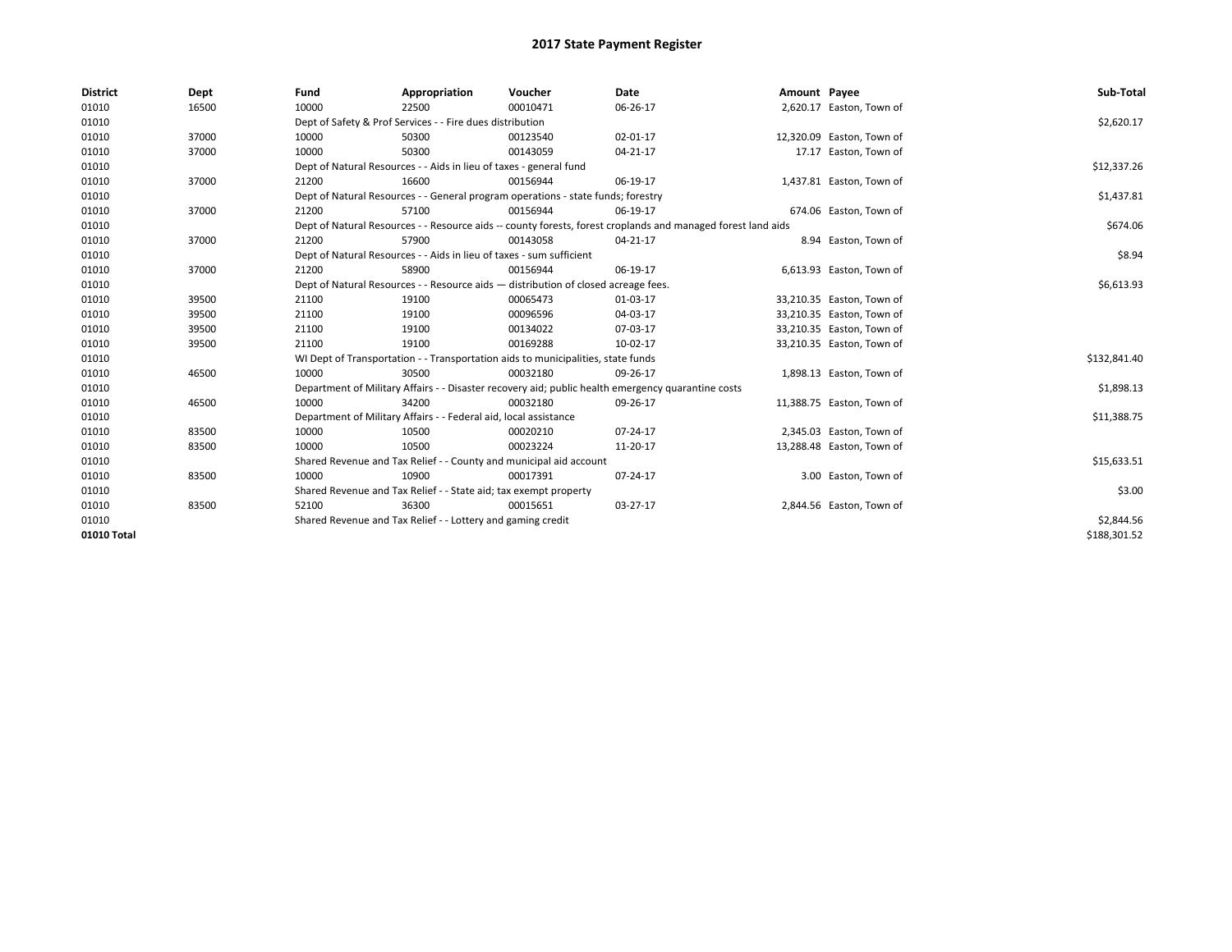# 2017 State Payment Register

| District | Dept | Fund | Appropriation | Voucher | Date | Amount | Payee | Sub-Total |
|---|---|---|---|---|---|---|---|---|
| 01010 | 16500 | 10000 | 22500 | 00010471 | 06-26-17 | 2,620.17 | Easton, Town of | |
| 01010 | | Dept of Safety & Prof Services - - Fire dues distribution | | | | | | $2,620.17 |
| 01010 | 37000 | 10000 | 50300 | 00123540 | 02-01-17 | 12,320.09 | Easton, Town of | |
| 01010 | 37000 | 10000 | 50300 | 00143059 | 04-21-17 | 17.17 | Easton, Town of | |
| 01010 | | Dept of Natural Resources - - Aids in lieu of taxes - general fund | | | | | | $12,337.26 |
| 01010 | 37000 | 21200 | 16600 | 00156944 | 06-19-17 | 1,437.81 | Easton, Town of | |
| 01010 | | Dept of Natural Resources - - General program operations - state funds; forestry | | | | | | $1,437.81 |
| 01010 | 37000 | 21200 | 57100 | 00156944 | 06-19-17 | 674.06 | Easton, Town of | |
| 01010 | | Dept of Natural Resources - - Resource aids -- county forests, forest croplands and managed forest land aids | | | | | | $674.06 |
| 01010 | 37000 | 21200 | 57900 | 00143058 | 04-21-17 | 8.94 | Easton, Town of | |
| 01010 | | Dept of Natural Resources - - Aids in lieu of taxes - sum sufficient | | | | | | $8.94 |
| 01010 | 37000 | 21200 | 58900 | 00156944 | 06-19-17 | 6,613.93 | Easton, Town of | |
| 01010 | | Dept of Natural Resources - - Resource aids — distribution of closed acreage fees. | | | | | | $6,613.93 |
| 01010 | 39500 | 21100 | 19100 | 00065473 | 01-03-17 | 33,210.35 | Easton, Town of | |
| 01010 | 39500 | 21100 | 19100 | 00096596 | 04-03-17 | 33,210.35 | Easton, Town of | |
| 01010 | 39500 | 21100 | 19100 | 00134022 | 07-03-17 | 33,210.35 | Easton, Town of | |
| 01010 | 39500 | 21100 | 19100 | 00169288 | 10-02-17 | 33,210.35 | Easton, Town of | |
| 01010 | | WI Dept of Transportation - - Transportation aids to municipalities, state funds | | | | | | $132,841.40 |
| 01010 | 46500 | 10000 | 30500 | 00032180 | 09-26-17 | 1,898.13 | Easton, Town of | |
| 01010 | | Department of Military Affairs - - Disaster recovery aid; public health emergency quarantine costs | | | | | | $1,898.13 |
| 01010 | 46500 | 10000 | 34200 | 00032180 | 09-26-17 | 11,388.75 | Easton, Town of | |
| 01010 | | Department of Military Affairs - - Federal aid, local assistance | | | | | | $11,388.75 |
| 01010 | 83500 | 10000 | 10500 | 00020210 | 07-24-17 | 2,345.03 | Easton, Town of | |
| 01010 | 83500 | 10000 | 10500 | 00023224 | 11-20-17 | 13,288.48 | Easton, Town of | |
| 01010 | | Shared Revenue and Tax Relief - - County and municipal aid account | | | | | | $15,633.51 |
| 01010 | 83500 | 10000 | 10900 | 00017391 | 07-24-17 | 3.00 | Easton, Town of | |
| 01010 | | Shared Revenue and Tax Relief - - State aid; tax exempt property | | | | | | $3.00 |
| 01010 | 83500 | 52100 | 36300 | 00015651 | 03-27-17 | 2,844.56 | Easton, Town of | |
| 01010 | | Shared Revenue and Tax Relief - - Lottery and gaming credit | | | | | | $2,844.56 |
| 01010 Total | | | | | | | | $188,301.52 |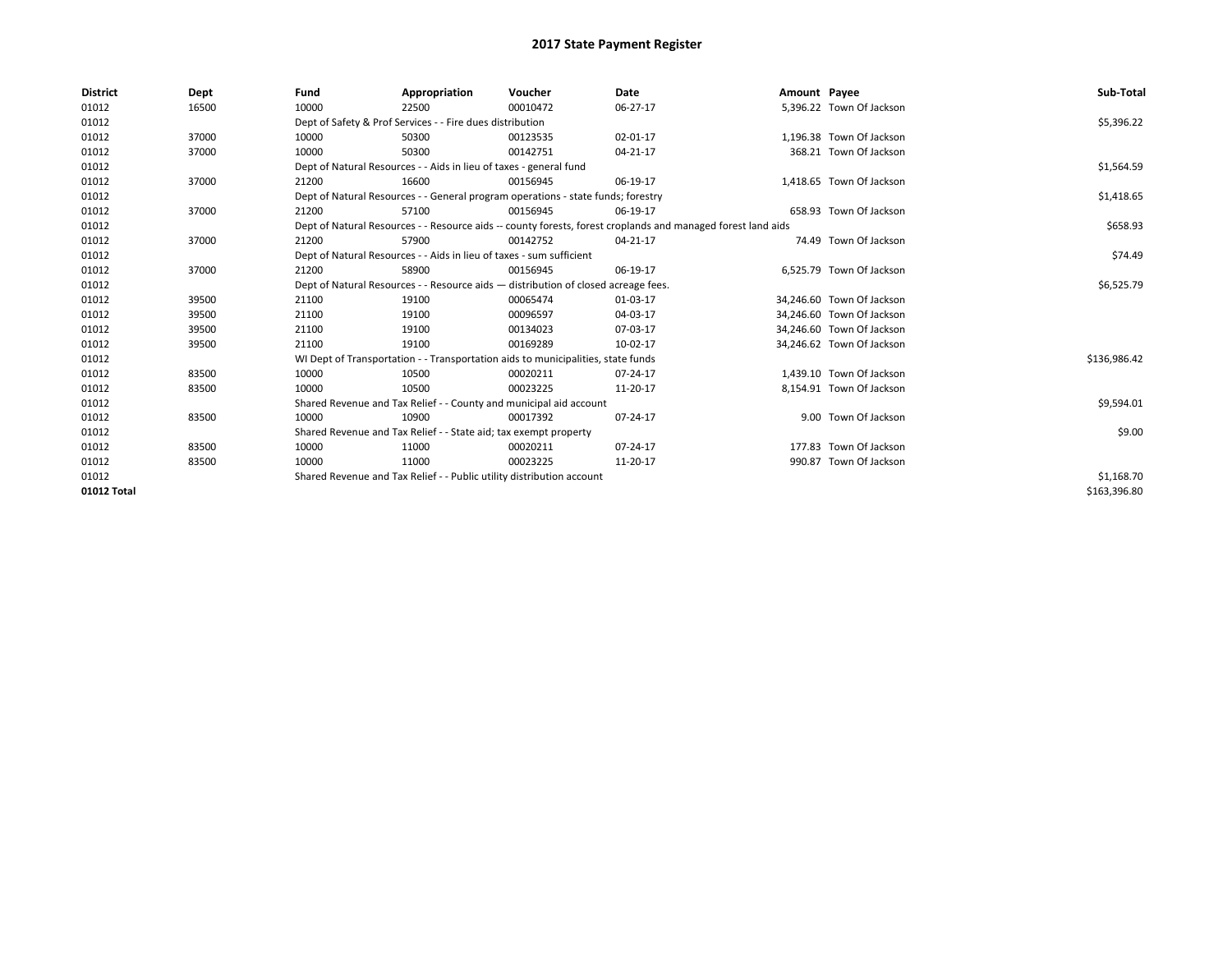# 2017 State Payment Register

| District | Dept | Fund | Appropriation | Voucher | Date | Amount | Payee | Sub-Total |
|---|---|---|---|---|---|---|---|---|
| 01012 | 16500 | 10000 | 22500 | 00010472 | 06-27-17 | 5,396.22 | Town Of Jackson | |
| 01012 | | Dept of Safety & Prof Services - - Fire dues distribution | | | | | | $5,396.22 |
| 01012 | 37000 | 10000 | 50300 | 00123535 | 02-01-17 | 1,196.38 | Town Of Jackson | |
| 01012 | 37000 | 10000 | 50300 | 00142751 | 04-21-17 | 368.21 | Town Of Jackson | |
| 01012 | | Dept of Natural Resources - - Aids in lieu of taxes - general fund | | | | | | $1,564.59 |
| 01012 | 37000 | 21200 | 16600 | 00156945 | 06-19-17 | 1,418.65 | Town Of Jackson | |
| 01012 | | Dept of Natural Resources - - General program operations - state funds; forestry | | | | | | $1,418.65 |
| 01012 | 37000 | 21200 | 57100 | 00156945 | 06-19-17 | 658.93 | Town Of Jackson | |
| 01012 | | Dept of Natural Resources - - Resource aids -- county forests, forest croplands and managed forest land aids | | | | | | $658.93 |
| 01012 | 37000 | 21200 | 57900 | 00142752 | 04-21-17 | 74.49 | Town Of Jackson | |
| 01012 | | Dept of Natural Resources - - Aids in lieu of taxes - sum sufficient | | | | | | $74.49 |
| 01012 | 37000 | 21200 | 58900 | 00156945 | 06-19-17 | 6,525.79 | Town Of Jackson | |
| 01012 | | Dept of Natural Resources - - Resource aids — distribution of closed acreage fees. | | | | | | $6,525.79 |
| 01012 | 39500 | 21100 | 19100 | 00065474 | 01-03-17 | 34,246.60 | Town Of Jackson | |
| 01012 | 39500 | 21100 | 19100 | 00096597 | 04-03-17 | 34,246.60 | Town Of Jackson | |
| 01012 | 39500 | 21100 | 19100 | 00134023 | 07-03-17 | 34,246.60 | Town Of Jackson | |
| 01012 | 39500 | 21100 | 19100 | 00169289 | 10-02-17 | 34,246.62 | Town Of Jackson | |
| 01012 | | WI Dept of Transportation - - Transportation aids to municipalities, state funds | | | | | | $136,986.42 |
| 01012 | 83500 | 10000 | 10500 | 00020211 | 07-24-17 | 1,439.10 | Town Of Jackson | |
| 01012 | 83500 | 10000 | 10500 | 00023225 | 11-20-17 | 8,154.91 | Town Of Jackson | |
| 01012 | | Shared Revenue and Tax Relief - - County and municipal aid account | | | | | | $9,594.01 |
| 01012 | 83500 | 10000 | 10900 | 00017392 | 07-24-17 | 9.00 | Town Of Jackson | |
| 01012 | | Shared Revenue and Tax Relief - - State aid; tax exempt property | | | | | | $9.00 |
| 01012 | 83500 | 10000 | 11000 | 00020211 | 07-24-17 | 177.83 | Town Of Jackson | |
| 01012 | 83500 | 10000 | 11000 | 00023225 | 11-20-17 | 990.87 | Town Of Jackson | |
| 01012 | | Shared Revenue and Tax Relief - - Public utility distribution account | | | | | | $1,168.70 |
| 01012 Total | | | | | | | | $163,396.80 |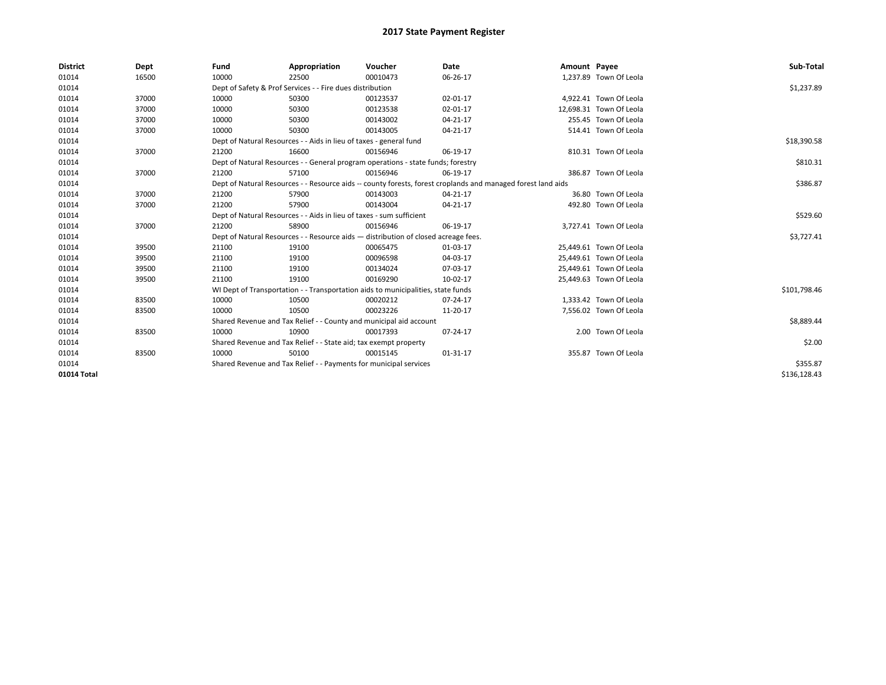# 2017 State Payment Register

| District | Dept | Fund | Appropriation | Voucher | Date | Amount | Payee | Sub-Total |
|---|---|---|---|---|---|---|---|---|
| 01014 | 16500 | 10000 | 22500 | 00010473 | 06-26-17 | 1,237.89 | Town Of Leola | |
| 01014 | | Dept of Safety & Prof Services - - Fire dues distribution | | | | | | $1,237.89 |
| 01014 | 37000 | 10000 | 50300 | 00123537 | 02-01-17 | 4,922.41 | Town Of Leola | |
| 01014 | 37000 | 10000 | 50300 | 00123538 | 02-01-17 | 12,698.31 | Town Of Leola | |
| 01014 | 37000 | 10000 | 50300 | 00143002 | 04-21-17 | 255.45 | Town Of Leola | |
| 01014 | 37000 | 10000 | 50300 | 00143005 | 04-21-17 | 514.41 | Town Of Leola | |
| 01014 | | Dept of Natural Resources - - Aids in lieu of taxes - general fund | | | | | | $18,390.58 |
| 01014 | 37000 | 21200 | 16600 | 00156946 | 06-19-17 | 810.31 | Town Of Leola | |
| 01014 | | Dept of Natural Resources - - General program operations - state funds; forestry | | | | | | $810.31 |
| 01014 | 37000 | 21200 | 57100 | 00156946 | 06-19-17 | 386.87 | Town Of Leola | |
| 01014 | | Dept of Natural Resources - - Resource aids -- county forests, forest croplands and managed forest land aids | | | | | | $386.87 |
| 01014 | 37000 | 21200 | 57900 | 00143003 | 04-21-17 | 36.80 | Town Of Leola | |
| 01014 | 37000 | 21200 | 57900 | 00143004 | 04-21-17 | 492.80 | Town Of Leola | |
| 01014 | | Dept of Natural Resources - - Aids in lieu of taxes - sum sufficient | | | | | | $529.60 |
| 01014 | 37000 | 21200 | 58900 | 00156946 | 06-19-17 | 3,727.41 | Town Of Leola | |
| 01014 | | Dept of Natural Resources - - Resource aids — distribution of closed acreage fees. | | | | | | $3,727.41 |
| 01014 | 39500 | 21100 | 19100 | 00065475 | 01-03-17 | 25,449.61 | Town Of Leola | |
| 01014 | 39500 | 21100 | 19100 | 00096598 | 04-03-17 | 25,449.61 | Town Of Leola | |
| 01014 | 39500 | 21100 | 19100 | 00134024 | 07-03-17 | 25,449.61 | Town Of Leola | |
| 01014 | 39500 | 21100 | 19100 | 00169290 | 10-02-17 | 25,449.63 | Town Of Leola | |
| 01014 | | WI Dept of Transportation - - Transportation aids to municipalities, state funds | | | | | | $101,798.46 |
| 01014 | 83500 | 10000 | 10500 | 00020212 | 07-24-17 | 1,333.42 | Town Of Leola | |
| 01014 | 83500 | 10000 | 10500 | 00023226 | 11-20-17 | 7,556.02 | Town Of Leola | |
| 01014 | | Shared Revenue and Tax Relief - - County and municipal aid account | | | | | | $8,889.44 |
| 01014 | 83500 | 10000 | 10900 | 00017393 | 07-24-17 | 2.00 | Town Of Leola | |
| 01014 | | Shared Revenue and Tax Relief - - State aid; tax exempt property | | | | | | $2.00 |
| 01014 | 83500 | 10000 | 50100 | 00015145 | 01-31-17 | 355.87 | Town Of Leola | |
| 01014 | | Shared Revenue and Tax Relief - - Payments for municipal services | | | | | | $355.87 |
| 01014 Total | | | | | | | | $136,128.43 |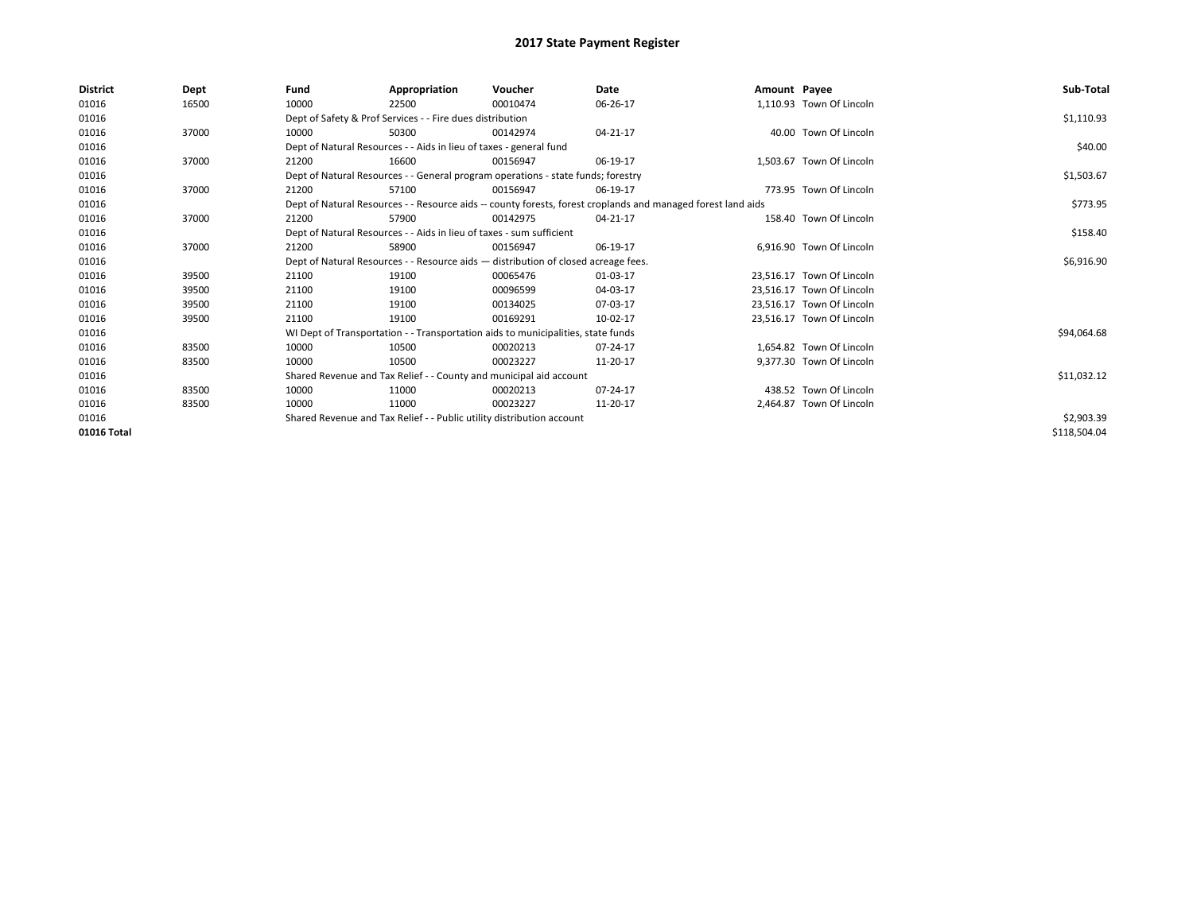# 2017 State Payment Register

| District | Dept | Fund | Appropriation | Voucher | Date | Amount | Payee | Sub-Total |
|---|---|---|---|---|---|---|---|---|
| 01016 | 16500 | 10000 | 22500 | 00010474 | 06-26-17 | 1,110.93 | Town Of Lincoln | |
| 01016 | | Dept of Safety & Prof Services - - Fire dues distribution | | | | | | $1,110.93 |
| 01016 | 37000 | 10000 | 50300 | 00142974 | 04-21-17 | 40.00 | Town Of Lincoln | |
| 01016 | | Dept of Natural Resources - - Aids in lieu of taxes - general fund | | | | | | $40.00 |
| 01016 | 37000 | 21200 | 16600 | 00156947 | 06-19-17 | 1,503.67 | Town Of Lincoln | |
| 01016 | | Dept of Natural Resources - - General program operations - state funds; forestry | | | | | | $1,503.67 |
| 01016 | 37000 | 21200 | 57100 | 00156947 | 06-19-17 | 773.95 | Town Of Lincoln | |
| 01016 | | Dept of Natural Resources - - Resource aids -- county forests, forest croplands and managed forest land aids | | | | | | $773.95 |
| 01016 | 37000 | 21200 | 57900 | 00142975 | 04-21-17 | 158.40 | Town Of Lincoln | |
| 01016 | | Dept of Natural Resources - - Aids in lieu of taxes - sum sufficient | | | | | | $158.40 |
| 01016 | 37000 | 21200 | 58900 | 00156947 | 06-19-17 | 6,916.90 | Town Of Lincoln | |
| 01016 | | Dept of Natural Resources - - Resource aids — distribution of closed acreage fees. | | | | | | $6,916.90 |
| 01016 | 39500 | 21100 | 19100 | 00065476 | 01-03-17 | 23,516.17 | Town Of Lincoln | |
| 01016 | 39500 | 21100 | 19100 | 00096599 | 04-03-17 | 23,516.17 | Town Of Lincoln | |
| 01016 | 39500 | 21100 | 19100 | 00134025 | 07-03-17 | 23,516.17 | Town Of Lincoln | |
| 01016 | 39500 | 21100 | 19100 | 00169291 | 10-02-17 | 23,516.17 | Town Of Lincoln | |
| 01016 | | WI Dept of Transportation - - Transportation aids to municipalities, state funds | | | | | | $94,064.68 |
| 01016 | 83500 | 10000 | 10500 | 00020213 | 07-24-17 | 1,654.82 | Town Of Lincoln | |
| 01016 | 83500 | 10000 | 10500 | 00023227 | 11-20-17 | 9,377.30 | Town Of Lincoln | |
| 01016 | | Shared Revenue and Tax Relief - - County and municipal aid account | | | | | | $11,032.12 |
| 01016 | 83500 | 10000 | 11000 | 00020213 | 07-24-17 | 438.52 | Town Of Lincoln | |
| 01016 | 83500 | 10000 | 11000 | 00023227 | 11-20-17 | 2,464.87 | Town Of Lincoln | |
| 01016 | | Shared Revenue and Tax Relief - - Public utility distribution account | | | | | | $2,903.39 |
| 01016 Total | | | | | | | | $118,504.04 |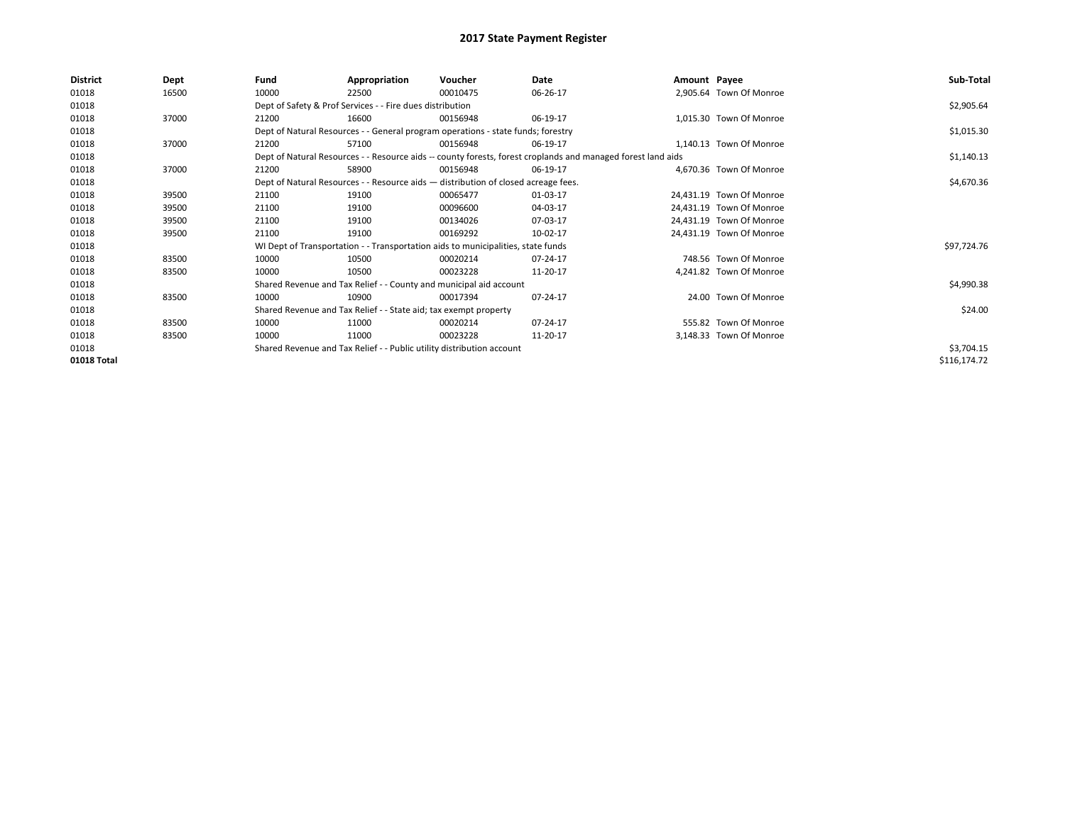# 2017 State Payment Register

| District | Dept | Fund | Appropriation | Voucher | Date | Amount | Payee | Sub-Total |
|---|---|---|---|---|---|---|---|---|
| 01018 | 16500 | 10000 | 22500 | 00010475 | 06-26-17 | 2,905.64 | Town Of Monroe | |
| 01018 | | Dept of Safety & Prof Services - - Fire dues distribution | | | | | | $2,905.64 |
| 01018 | 37000 | 21200 | 16600 | 00156948 | 06-19-17 | 1,015.30 | Town Of Monroe | |
| 01018 | | Dept of Natural Resources - - General program operations - state funds; forestry | | | | | | $1,015.30 |
| 01018 | 37000 | 21200 | 57100 | 00156948 | 06-19-17 | 1,140.13 | Town Of Monroe | |
| 01018 | | Dept of Natural Resources - - Resource aids -- county forests, forest croplands and managed forest land aids | | | | | | $1,140.13 |
| 01018 | 37000 | 21200 | 58900 | 00156948 | 06-19-17 | 4,670.36 | Town Of Monroe | |
| 01018 | | Dept of Natural Resources - - Resource aids — distribution of closed acreage fees. | | | | | | $4,670.36 |
| 01018 | 39500 | 21100 | 19100 | 00065477 | 01-03-17 | 24,431.19 | Town Of Monroe | |
| 01018 | 39500 | 21100 | 19100 | 00096600 | 04-03-17 | 24,431.19 | Town Of Monroe | |
| 01018 | 39500 | 21100 | 19100 | 00134026 | 07-03-17 | 24,431.19 | Town Of Monroe | |
| 01018 | 39500 | 21100 | 19100 | 00169292 | 10-02-17 | 24,431.19 | Town Of Monroe | |
| 01018 | | WI Dept of Transportation - - Transportation aids to municipalities, state funds | | | | | | $97,724.76 |
| 01018 | 83500 | 10000 | 10500 | 00020214 | 07-24-17 | 748.56 | Town Of Monroe | |
| 01018 | 83500 | 10000 | 10500 | 00023228 | 11-20-17 | 4,241.82 | Town Of Monroe | |
| 01018 | | Shared Revenue and Tax Relief - - County and municipal aid account | | | | | | $4,990.38 |
| 01018 | 83500 | 10000 | 10900 | 00017394 | 07-24-17 | 24.00 | Town Of Monroe | |
| 01018 | | Shared Revenue and Tax Relief - - State aid; tax exempt property | | | | | | $24.00 |
| 01018 | 83500 | 10000 | 11000 | 00020214 | 07-24-17 | 555.82 | Town Of Monroe | |
| 01018 | 83500 | 10000 | 11000 | 00023228 | 11-20-17 | 3,148.33 | Town Of Monroe | |
| 01018 | | Shared Revenue and Tax Relief - - Public utility distribution account | | | | | | $3,704.15 |
| 01018 Total | | | | | | | | $116,174.72 |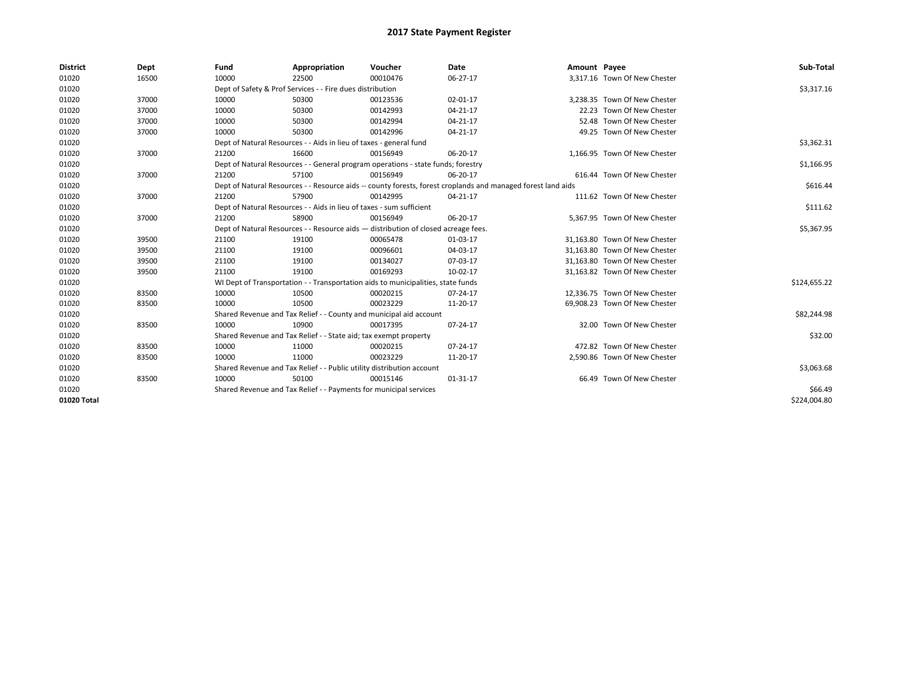# 2017 State Payment Register

| District | Dept | Fund | Appropriation | Voucher | Date | Amount | Payee | Sub-Total |
|---|---|---|---|---|---|---|---|---|
| 01020 | 16500 | 10000 | 22500 | 00010476 | 06-27-17 | 3,317.16 | Town Of New Chester | |
| 01020 | | Dept of Safety & Prof Services - - Fire dues distribution | | | | | | $3,317.16 |
| 01020 | 37000 | 10000 | 50300 | 00123536 | 02-01-17 | 3,238.35 | Town Of New Chester | |
| 01020 | 37000 | 10000 | 50300 | 00142993 | 04-21-17 | 22.23 | Town Of New Chester | |
| 01020 | 37000 | 10000 | 50300 | 00142994 | 04-21-17 | 52.48 | Town Of New Chester | |
| 01020 | 37000 | 10000 | 50300 | 00142996 | 04-21-17 | 49.25 | Town Of New Chester | |
| 01020 | | Dept of Natural Resources - - Aids in lieu of taxes - general fund | | | | | | $3,362.31 |
| 01020 | 37000 | 21200 | 16600 | 00156949 | 06-20-17 | 1,166.95 | Town Of New Chester | |
| 01020 | | Dept of Natural Resources - - General program operations - state funds; forestry | | | | | | $1,166.95 |
| 01020 | 37000 | 21200 | 57100 | 00156949 | 06-20-17 | 616.44 | Town Of New Chester | |
| 01020 | | Dept of Natural Resources - - Resource aids -- county forests, forest croplands and managed forest land aids | | | | | | $616.44 |
| 01020 | 37000 | 21200 | 57900 | 00142995 | 04-21-17 | 111.62 | Town Of New Chester | |
| 01020 | | Dept of Natural Resources - - Aids in lieu of taxes - sum sufficient | | | | | | $111.62 |
| 01020 | 37000 | 21200 | 58900 | 00156949 | 06-20-17 | 5,367.95 | Town Of New Chester | |
| 01020 | | Dept of Natural Resources - - Resource aids — distribution of closed acreage fees. | | | | | | $5,367.95 |
| 01020 | 39500 | 21100 | 19100 | 00065478 | 01-03-17 | 31,163.80 | Town Of New Chester | |
| 01020 | 39500 | 21100 | 19100 | 00096601 | 04-03-17 | 31,163.80 | Town Of New Chester | |
| 01020 | 39500 | 21100 | 19100 | 00134027 | 07-03-17 | 31,163.80 | Town Of New Chester | |
| 01020 | 39500 | 21100 | 19100 | 00169293 | 10-02-17 | 31,163.82 | Town Of New Chester | |
| 01020 | | WI Dept of Transportation - - Transportation aids to municipalities, state funds | | | | | | $124,655.22 |
| 01020 | 83500 | 10000 | 10500 | 00020215 | 07-24-17 | 12,336.75 | Town Of New Chester | |
| 01020 | 83500 | 10000 | 10500 | 00023229 | 11-20-17 | 69,908.23 | Town Of New Chester | |
| 01020 | | Shared Revenue and Tax Relief - - County and municipal aid account | | | | | | $82,244.98 |
| 01020 | 83500 | 10000 | 10900 | 00017395 | 07-24-17 | 32.00 | Town Of New Chester | |
| 01020 | | Shared Revenue and Tax Relief - - State aid; tax exempt property | | | | | | $32.00 |
| 01020 | 83500 | 10000 | 11000 | 00020215 | 07-24-17 | 472.82 | Town Of New Chester | |
| 01020 | 83500 | 10000 | 11000 | 00023229 | 11-20-17 | 2,590.86 | Town Of New Chester | |
| 01020 | | Shared Revenue and Tax Relief - - Public utility distribution account | | | | | | $3,063.68 |
| 01020 | 83500 | 10000 | 50100 | 00015146 | 01-31-17 | 66.49 | Town Of New Chester | |
| 01020 | | Shared Revenue and Tax Relief - - Payments for municipal services | | | | | | $66.49 |
| 01020 Total | | | | | | | | $224,004.80 |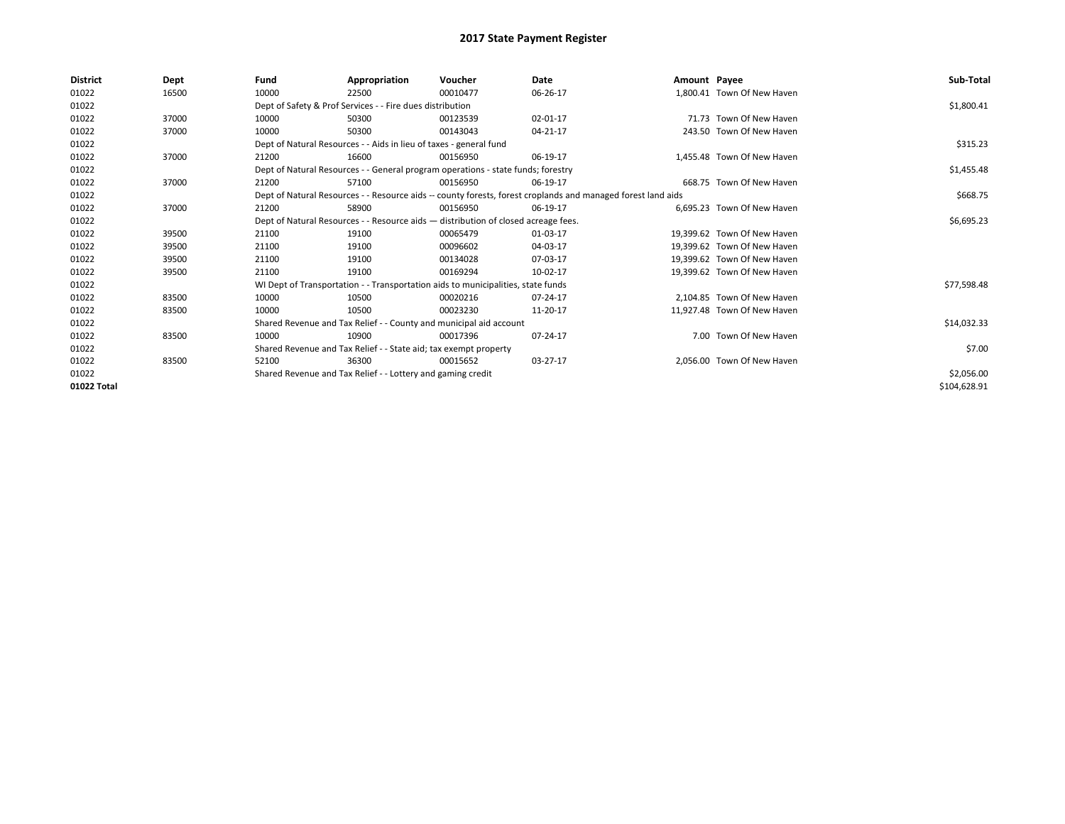# 2017 State Payment Register

| District | Dept | Fund | Appropriation | Voucher | Date | Amount | Payee | Sub-Total |
|---|---|---|---|---|---|---|---|---|
| 01022 | 16500 | 10000 | 22500 | 00010477 | 06-26-17 | 1,800.41 | Town Of New Haven | |
| 01022 | | Dept of Safety & Prof Services - - Fire dues distribution | | | | | | $1,800.41 |
| 01022 | 37000 | 10000 | 50300 | 00123539 | 02-01-17 | 71.73 | Town Of New Haven | |
| 01022 | 37000 | 10000 | 50300 | 00143043 | 04-21-17 | 243.50 | Town Of New Haven | |
| 01022 | | Dept of Natural Resources - - Aids in lieu of taxes - general fund | | | | | | $315.23 |
| 01022 | 37000 | 21200 | 16600 | 00156950 | 06-19-17 | 1,455.48 | Town Of New Haven | |
| 01022 | | Dept of Natural Resources - - General program operations - state funds; forestry | | | | | | $1,455.48 |
| 01022 | 37000 | 21200 | 57100 | 00156950 | 06-19-17 | 668.75 | Town Of New Haven | |
| 01022 | | Dept of Natural Resources - - Resource aids -- county forests, forest croplands and managed forest land aids | | | | | | $668.75 |
| 01022 | 37000 | 21200 | 58900 | 00156950 | 06-19-17 | 6,695.23 | Town Of New Haven | |
| 01022 | | Dept of Natural Resources - - Resource aids — distribution of closed acreage fees. | | | | | | $6,695.23 |
| 01022 | 39500 | 21100 | 19100 | 00065479 | 01-03-17 | 19,399.62 | Town Of New Haven | |
| 01022 | 39500 | 21100 | 19100 | 00096602 | 04-03-17 | 19,399.62 | Town Of New Haven | |
| 01022 | 39500 | 21100 | 19100 | 00134028 | 07-03-17 | 19,399.62 | Town Of New Haven | |
| 01022 | 39500 | 21100 | 19100 | 00169294 | 10-02-17 | 19,399.62 | Town Of New Haven | |
| 01022 | | WI Dept of Transportation - - Transportation aids to municipalities, state funds | | | | | | $77,598.48 |
| 01022 | 83500 | 10000 | 10500 | 00020216 | 07-24-17 | 2,104.85 | Town Of New Haven | |
| 01022 | 83500 | 10000 | 10500 | 00023230 | 11-20-17 | 11,927.48 | Town Of New Haven | |
| 01022 | | Shared Revenue and Tax Relief - - County and municipal aid account | | | | | | $14,032.33 |
| 01022 | 83500 | 10000 | 10900 | 00017396 | 07-24-17 | 7.00 | Town Of New Haven | |
| 01022 | | Shared Revenue and Tax Relief - - State aid; tax exempt property | | | | | | $7.00 |
| 01022 | 83500 | 52100 | 36300 | 00015652 | 03-27-17 | 2,056.00 | Town Of New Haven | |
| 01022 | | Shared Revenue and Tax Relief - - Lottery and gaming credit | | | | | | $2,056.00 |
| 01022 Total | | | | | | | | $104,628.91 |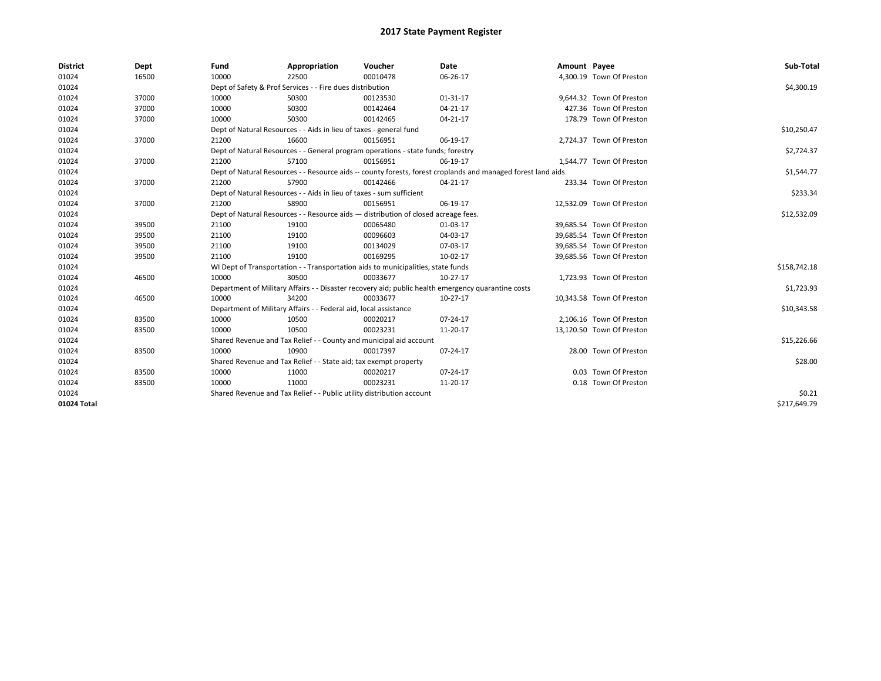# 2017 State Payment Register

| District | Dept | Fund | Appropriation | Voucher | Date | Amount | Payee | Sub-Total |
|---|---|---|---|---|---|---|---|---|
| 01024 | 16500 | 10000 | 22500 | 00010478 | 06-26-17 | 4,300.19 | Town Of Preston | |
| 01024 | | Dept of Safety & Prof Services - - Fire dues distribution | | | | | | $4,300.19 |
| 01024 | 37000 | 10000 | 50300 | 00123530 | 01-31-17 | 9,644.32 | Town Of Preston | |
| 01024 | 37000 | 10000 | 50300 | 00142464 | 04-21-17 | 427.36 | Town Of Preston | |
| 01024 | 37000 | 10000 | 50300 | 00142465 | 04-21-17 | 178.79 | Town Of Preston | |
| 01024 | | Dept of Natural Resources - - Aids in lieu of taxes - general fund | | | | | | $10,250.47 |
| 01024 | 37000 | 21200 | 16600 | 00156951 | 06-19-17 | 2,724.37 | Town Of Preston | |
| 01024 | | Dept of Natural Resources - - General program operations - state funds; forestry | | | | | | $2,724.37 |
| 01024 | 37000 | 21200 | 57100 | 00156951 | 06-19-17 | 1,544.77 | Town Of Preston | |
| 01024 | | Dept of Natural Resources - - Resource aids -- county forests, forest croplands and managed forest land aids | | | | | | $1,544.77 |
| 01024 | 37000 | 21200 | 57900 | 00142466 | 04-21-17 | 233.34 | Town Of Preston | |
| 01024 | | Dept of Natural Resources - - Aids in lieu of taxes - sum sufficient | | | | | | $233.34 |
| 01024 | 37000 | 21200 | 58900 | 00156951 | 06-19-17 | 12,532.09 | Town Of Preston | |
| 01024 | | Dept of Natural Resources - - Resource aids — distribution of closed acreage fees. | | | | | | $12,532.09 |
| 01024 | 39500 | 21100 | 19100 | 00065480 | 01-03-17 | 39,685.54 | Town Of Preston | |
| 01024 | 39500 | 21100 | 19100 | 00096603 | 04-03-17 | 39,685.54 | Town Of Preston | |
| 01024 | 39500 | 21100 | 19100 | 00134029 | 07-03-17 | 39,685.54 | Town Of Preston | |
| 01024 | 39500 | 21100 | 19100 | 00169295 | 10-02-17 | 39,685.56 | Town Of Preston | |
| 01024 | | WI Dept of Transportation - - Transportation aids to municipalities, state funds | | | | | | $158,742.18 |
| 01024 | 46500 | 10000 | 30500 | 00033677 | 10-27-17 | 1,723.93 | Town Of Preston | |
| 01024 | | Department of Military Affairs - - Disaster recovery aid; public health emergency quarantine costs | | | | | | $1,723.93 |
| 01024 | 46500 | 10000 | 34200 | 00033677 | 10-27-17 | 10,343.58 | Town Of Preston | |
| 01024 | | Department of Military Affairs - - Federal aid, local assistance | | | | | | $10,343.58 |
| 01024 | 83500 | 10000 | 10500 | 00020217 | 07-24-17 | 2,106.16 | Town Of Preston | |
| 01024 | 83500 | 10000 | 10500 | 00023231 | 11-20-17 | 13,120.50 | Town Of Preston | |
| 01024 | | Shared Revenue and Tax Relief - - County and municipal aid account | | | | | | $15,226.66 |
| 01024 | 83500 | 10000 | 10900 | 00017397 | 07-24-17 | 28.00 | Town Of Preston | |
| 01024 | | Shared Revenue and Tax Relief - - State aid; tax exempt property | | | | | | $28.00 |
| 01024 | 83500 | 10000 | 11000 | 00020217 | 07-24-17 | 0.03 | Town Of Preston | |
| 01024 | 83500 | 10000 | 11000 | 00023231 | 11-20-17 | 0.18 | Town Of Preston | |
| 01024 | | Shared Revenue and Tax Relief - - Public utility distribution account | | | | | | $0.21 |
| 01024 Total | | | | | | | | $217,649.79 |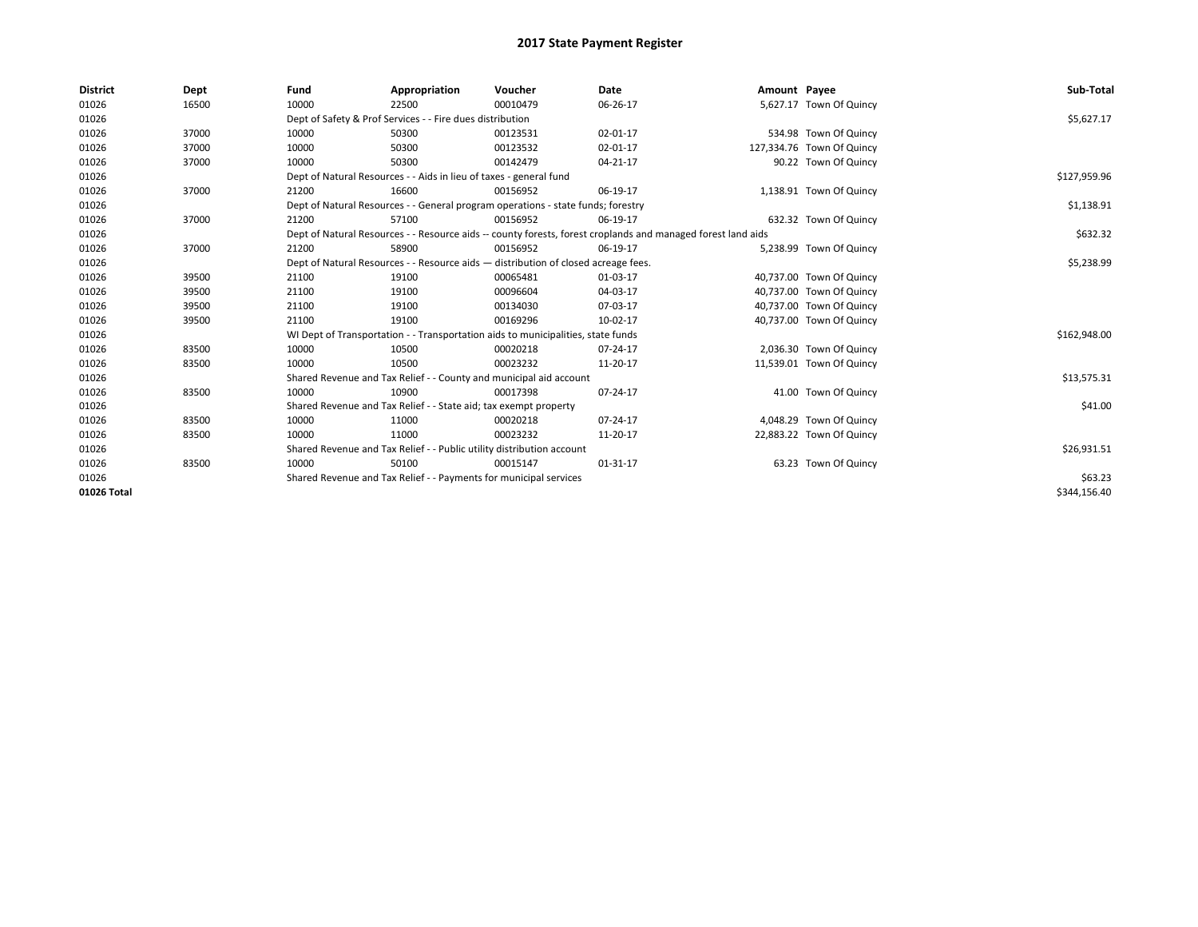# 2017 State Payment Register

| District | Dept | Fund | Appropriation | Voucher | Date | Amount | Payee | Sub-Total |
|---|---|---|---|---|---|---|---|---|
| 01026 | 16500 | 10000 | 22500 | 00010479 | 06-26-17 | 5,627.17 | Town Of Quincy | |
| 01026 | | Dept of Safety & Prof Services - - Fire dues distribution | | | | | | $5,627.17 |
| 01026 | 37000 | 10000 | 50300 | 00123531 | 02-01-17 | 534.98 | Town Of Quincy | |
| 01026 | 37000 | 10000 | 50300 | 00123532 | 02-01-17 | 127,334.76 | Town Of Quincy | |
| 01026 | 37000 | 10000 | 50300 | 00142479 | 04-21-17 | 90.22 | Town Of Quincy | |
| 01026 | | Dept of Natural Resources - - Aids in lieu of taxes - general fund | | | | | | $127,959.96 |
| 01026 | 37000 | 21200 | 16600 | 00156952 | 06-19-17 | 1,138.91 | Town Of Quincy | |
| 01026 | | Dept of Natural Resources - - General program operations - state funds; forestry | | | | | | $1,138.91 |
| 01026 | 37000 | 21200 | 57100 | 00156952 | 06-19-17 | 632.32 | Town Of Quincy | |
| 01026 | | Dept of Natural Resources - - Resource aids -- county forests, forest croplands and managed forest land aids | | | | | | $632.32 |
| 01026 | 37000 | 21200 | 58900 | 00156952 | 06-19-17 | 5,238.99 | Town Of Quincy | |
| 01026 | | Dept of Natural Resources - - Resource aids — distribution of closed acreage fees. | | | | | | $5,238.99 |
| 01026 | 39500 | 21100 | 19100 | 00065481 | 01-03-17 | 40,737.00 | Town Of Quincy | |
| 01026 | 39500 | 21100 | 19100 | 00096604 | 04-03-17 | 40,737.00 | Town Of Quincy | |
| 01026 | 39500 | 21100 | 19100 | 00134030 | 07-03-17 | 40,737.00 | Town Of Quincy | |
| 01026 | 39500 | 21100 | 19100 | 00169296 | 10-02-17 | 40,737.00 | Town Of Quincy | |
| 01026 | | WI Dept of Transportation - - Transportation aids to municipalities, state funds | | | | | | $162,948.00 |
| 01026 | 83500 | 10000 | 10500 | 00020218 | 07-24-17 | 2,036.30 | Town Of Quincy | |
| 01026 | 83500 | 10000 | 10500 | 00023232 | 11-20-17 | 11,539.01 | Town Of Quincy | |
| 01026 | | Shared Revenue and Tax Relief - - County and municipal aid account | | | | | | $13,575.31 |
| 01026 | 83500 | 10000 | 10900 | 00017398 | 07-24-17 | 41.00 | Town Of Quincy | |
| 01026 | | Shared Revenue and Tax Relief - - State aid; tax exempt property | | | | | | $41.00 |
| 01026 | 83500 | 10000 | 11000 | 00020218 | 07-24-17 | 4,048.29 | Town Of Quincy | |
| 01026 | 83500 | 10000 | 11000 | 00023232 | 11-20-17 | 22,883.22 | Town Of Quincy | |
| 01026 | | Shared Revenue and Tax Relief - - Public utility distribution account | | | | | | $26,931.51 |
| 01026 | 83500 | 10000 | 50100 | 00015147 | 01-31-17 | 63.23 | Town Of Quincy | |
| 01026 | | Shared Revenue and Tax Relief - - Payments for municipal services | | | | | | $63.23 |
| 01026 Total | | | | | | | | $344,156.40 |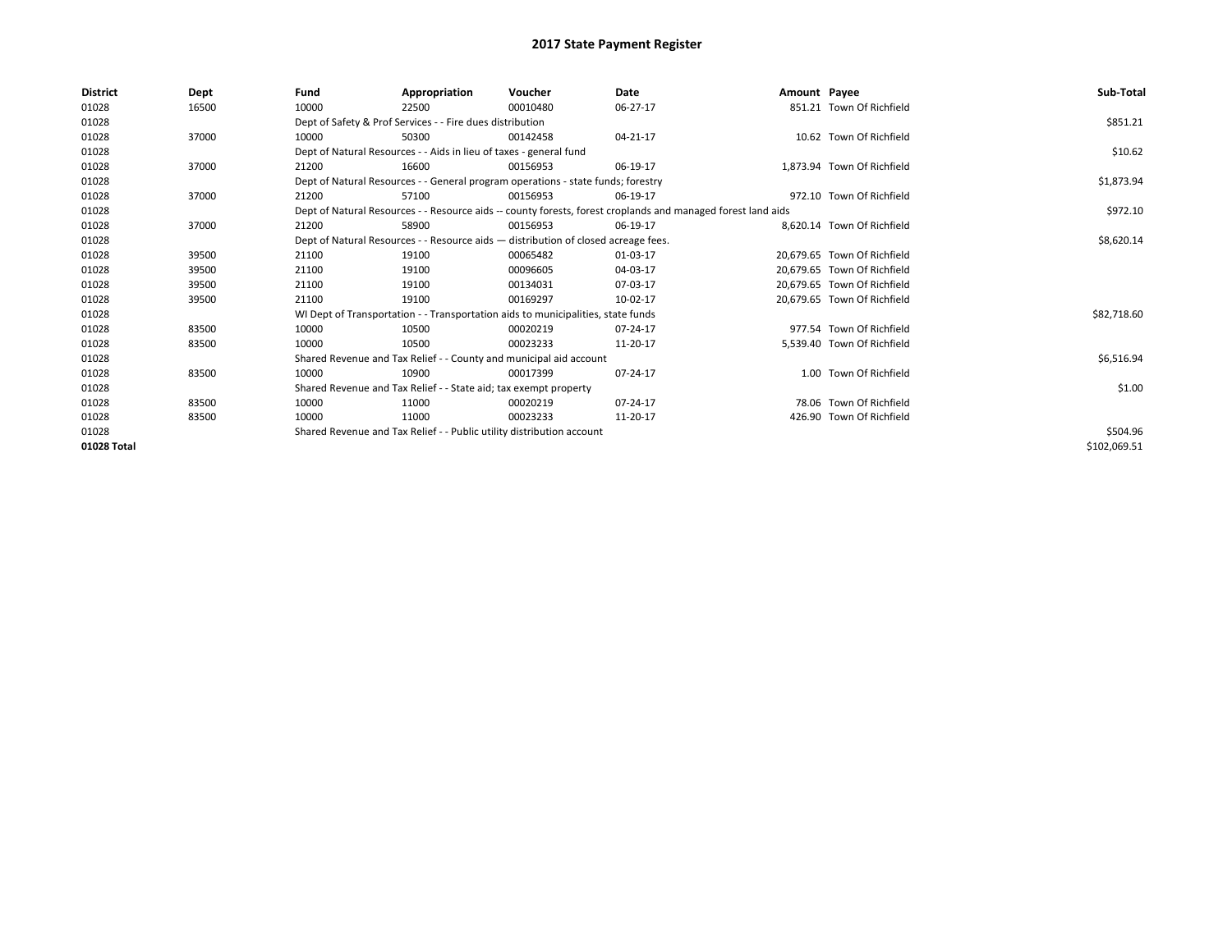# 2017 State Payment Register

| District | Dept | Fund | Appropriation | Voucher | Date | Amount | Payee | Sub-Total |
|---|---|---|---|---|---|---|---|---|
| 01028 | 16500 | 10000 | 22500 | 00010480 | 06-27-17 | 851.21 | Town Of Richfield | |
| 01028 | | Dept of Safety & Prof Services - - Fire dues distribution | | | | | | $851.21 |
| 01028 | 37000 | 10000 | 50300 | 00142458 | 04-21-17 | 10.62 | Town Of Richfield | |
| 01028 | | Dept of Natural Resources - - Aids in lieu of taxes - general fund | | | | | | $10.62 |
| 01028 | 37000 | 21200 | 16600 | 00156953 | 06-19-17 | 1,873.94 | Town Of Richfield | |
| 01028 | | Dept of Natural Resources - - General program operations - state funds; forestry | | | | | | $1,873.94 |
| 01028 | 37000 | 21200 | 57100 | 00156953 | 06-19-17 | 972.10 | Town Of Richfield | |
| 01028 | | Dept of Natural Resources - - Resource aids -- county forests, forest croplands and managed forest land aids | | | | | | $972.10 |
| 01028 | 37000 | 21200 | 58900 | 00156953 | 06-19-17 | 8,620.14 | Town Of Richfield | |
| 01028 | | Dept of Natural Resources - - Resource aids — distribution of closed acreage fees. | | | | | | $8,620.14 |
| 01028 | 39500 | 21100 | 19100 | 00065482 | 01-03-17 | 20,679.65 | Town Of Richfield | |
| 01028 | 39500 | 21100 | 19100 | 00096605 | 04-03-17 | 20,679.65 | Town Of Richfield | |
| 01028 | 39500 | 21100 | 19100 | 00134031 | 07-03-17 | 20,679.65 | Town Of Richfield | |
| 01028 | 39500 | 21100 | 19100 | 00169297 | 10-02-17 | 20,679.65 | Town Of Richfield | |
| 01028 | | WI Dept of Transportation - - Transportation aids to municipalities, state funds | | | | | | $82,718.60 |
| 01028 | 83500 | 10000 | 10500 | 00020219 | 07-24-17 | 977.54 | Town Of Richfield | |
| 01028 | 83500 | 10000 | 10500 | 00023233 | 11-20-17 | 5,539.40 | Town Of Richfield | |
| 01028 | | Shared Revenue and Tax Relief - - County and municipal aid account | | | | | | $6,516.94 |
| 01028 | 83500 | 10000 | 10900 | 00017399 | 07-24-17 | 1.00 | Town Of Richfield | |
| 01028 | | Shared Revenue and Tax Relief - - State aid; tax exempt property | | | | | | $1.00 |
| 01028 | 83500 | 10000 | 11000 | 00020219 | 07-24-17 | 78.06 | Town Of Richfield | |
| 01028 | 83500 | 10000 | 11000 | 00023233 | 11-20-17 | 426.90 | Town Of Richfield | |
| 01028 | | Shared Revenue and Tax Relief - - Public utility distribution account | | | | | | $504.96 |
| 01028 Total | | | | | | | | $102,069.51 |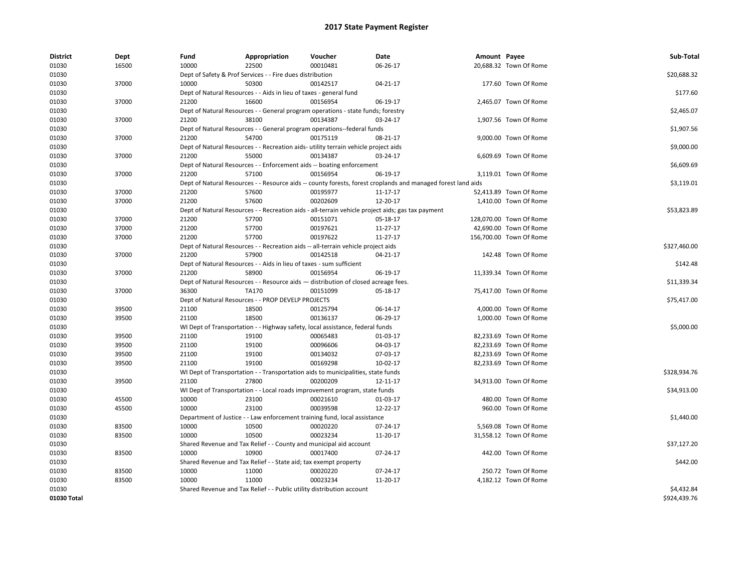# 2017 State Payment Register

| District | Dept | Fund | Appropriation | Voucher | Date | Amount | Payee | Sub-Total |
|---|---|---|---|---|---|---|---|---|
| 01030 | 16500 | 10000 | 22500 | 00010481 | 06-26-17 | 20,688.32 | Town Of Rome | |
| 01030 | | Dept of Safety & Prof Services - - Fire dues distribution | | | | | | $20,688.32 |
| 01030 | 37000 | 10000 | 50300 | 00142517 | 04-21-17 | 177.60 | Town Of Rome | |
| 01030 | | Dept of Natural Resources - - Aids in lieu of taxes - general fund | | | | | | $177.60 |
| 01030 | 37000 | 21200 | 16600 | 00156954 | 06-19-17 | 2,465.07 | Town Of Rome | |
| 01030 | | Dept of Natural Resources - - General program operations - state funds; forestry | | | | | | $2,465.07 |
| 01030 | 37000 | 21200 | 38100 | 00134387 | 03-24-17 | 1,907.56 | Town Of Rome | |
| 01030 | | Dept of Natural Resources - - General program operations--federal funds | | | | | | $1,907.56 |
| 01030 | 37000 | 21200 | 54700 | 00175119 | 08-21-17 | 9,000.00 | Town Of Rome | |
| 01030 | | Dept of Natural Resources - - Recreation aids- utility terrain vehicle project aids | | | | | | $9,000.00 |
| 01030 | 37000 | 21200 | 55000 | 00134387 | 03-24-17 | 6,609.69 | Town Of Rome | |
| 01030 | | Dept of Natural Resources - - Enforcement aids -- boating enforcement | | | | | | $6,609.69 |
| 01030 | 37000 | 21200 | 57100 | 00156954 | 06-19-17 | 3,119.01 | Town Of Rome | |
| 01030 | | Dept of Natural Resources - - Resource aids -- county forests, forest croplands and managed forest land aids | | | | | | $3,119.01 |
| 01030 | 37000 | 21200 | 57600 | 00195977 | 11-17-17 | 52,413.89 | Town Of Rome | |
| 01030 | 37000 | 21200 | 57600 | 00202609 | 12-20-17 | 1,410.00 | Town Of Rome | |
| 01030 | | Dept of Natural Resources - - Recreation aids - all-terrain vehicle project aids; gas tax payment | | | | | | $53,823.89 |
| 01030 | 37000 | 21200 | 57700 | 00151071 | 05-18-17 | 128,070.00 | Town Of Rome | |
| 01030 | 37000 | 21200 | 57700 | 00197621 | 11-27-17 | 42,690.00 | Town Of Rome | |
| 01030 | 37000 | 21200 | 57700 | 00197622 | 11-27-17 | 156,700.00 | Town Of Rome | |
| 01030 | | Dept of Natural Resources - - Recreation aids -- all-terrain vehicle project aids | | | | | | $327,460.00 |
| 01030 | 37000 | 21200 | 57900 | 00142518 | 04-21-17 | 142.48 | Town Of Rome | |
| 01030 | | Dept of Natural Resources - - Aids in lieu of taxes - sum sufficient | | | | | | $142.48 |
| 01030 | 37000 | 21200 | 58900 | 00156954 | 06-19-17 | 11,339.34 | Town Of Rome | |
| 01030 | | Dept of Natural Resources - - Resource aids — distribution of closed acreage fees. | | | | | | $11,339.34 |
| 01030 | 37000 | 36300 | TA170 | 00151099 | 05-18-17 | 75,417.00 | Town Of Rome | |
| 01030 | | Dept of Natural Resources - - PROP DEVELP PROJECTS | | | | | | $75,417.00 |
| 01030 | 39500 | 21100 | 18500 | 00125794 | 06-14-17 | 4,000.00 | Town Of Rome | |
| 01030 | 39500 | 21100 | 18500 | 00136137 | 06-29-17 | 1,000.00 | Town Of Rome | |
| 01030 | | WI Dept of Transportation - - Highway safety, local assistance, federal funds | | | | | | $5,000.00 |
| 01030 | 39500 | 21100 | 19100 | 00065483 | 01-03-17 | 82,233.69 | Town Of Rome | |
| 01030 | 39500 | 21100 | 19100 | 00096606 | 04-03-17 | 82,233.69 | Town Of Rome | |
| 01030 | 39500 | 21100 | 19100 | 00134032 | 07-03-17 | 82,233.69 | Town Of Rome | |
| 01030 | 39500 | 21100 | 19100 | 00169298 | 10-02-17 | 82,233.69 | Town Of Rome | |
| 01030 | | WI Dept of Transportation - - Transportation aids to municipalities, state funds | | | | | | $328,934.76 |
| 01030 | 39500 | 21100 | 27800 | 00200209 | 12-11-17 | 34,913.00 | Town Of Rome | |
| 01030 | | WI Dept of Transportation - - Local roads improvement program, state funds | | | | | | $34,913.00 |
| 01030 | 45500 | 10000 | 23100 | 00021610 | 01-03-17 | 480.00 | Town Of Rome | |
| 01030 | 45500 | 10000 | 23100 | 00039598 | 12-22-17 | 960.00 | Town Of Rome | |
| 01030 | | Department of Justice - - Law enforcement training fund, local assistance | | | | | | $1,440.00 |
| 01030 | 83500 | 10000 | 10500 | 00020220 | 07-24-17 | 5,569.08 | Town Of Rome | |
| 01030 | 83500 | 10000 | 10500 | 00023234 | 11-20-17 | 31,558.12 | Town Of Rome | |
| 01030 | | Shared Revenue and Tax Relief - - County and municipal aid account | | | | | | $37,127.20 |
| 01030 | 83500 | 10000 | 10900 | 00017400 | 07-24-17 | 442.00 | Town Of Rome | |
| 01030 | | Shared Revenue and Tax Relief - - State aid; tax exempt property | | | | | | $442.00 |
| 01030 | 83500 | 10000 | 11000 | 00020220 | 07-24-17 | 250.72 | Town Of Rome | |
| 01030 | 83500 | 10000 | 11000 | 00023234 | 11-20-17 | 4,182.12 | Town Of Rome | |
| 01030 | | Shared Revenue and Tax Relief - - Public utility distribution account | | | | | | $4,432.84 |
| **01030 Total** | | | | | | | | $924,439.76 |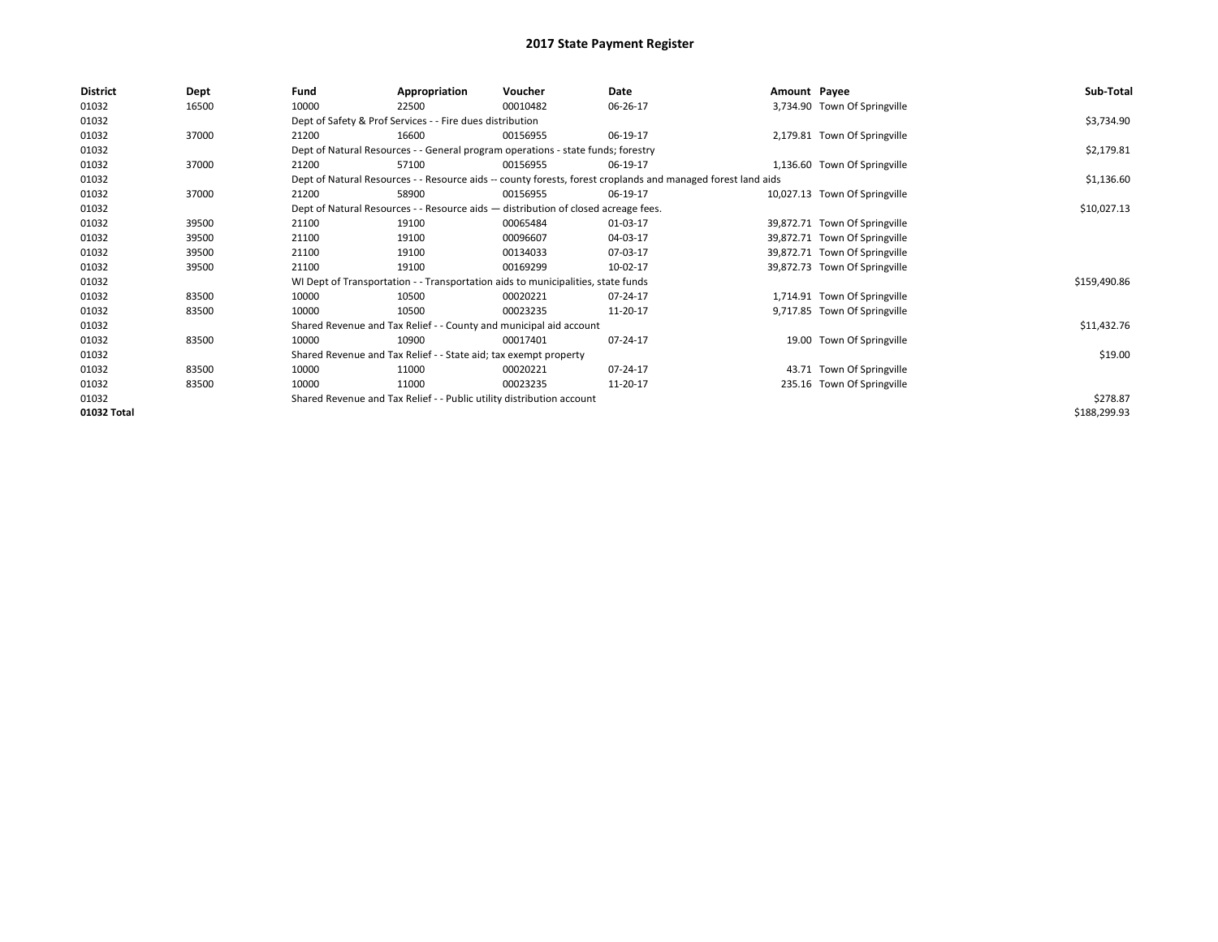# 2017 State Payment Register

| District | Dept | Fund | Appropriation | Voucher | Date | Amount | Payee | Sub-Total |
| --- | --- | --- | --- | --- | --- | --- | --- | --- |
| 01032 | 16500 | 10000 | 22500 | 00010482 | 06-26-17 | 3,734.90 | Town Of Springville | |
| 01032 | | Dept of Safety & Prof Services - - Fire dues distribution | | | | | | $3,734.90 |
| 01032 | 37000 | 21200 | 16600 | 00156955 | 06-19-17 | 2,179.81 | Town Of Springville | |
| 01032 | | Dept of Natural Resources - - General program operations - state funds; forestry | | | | | | $2,179.81 |
| 01032 | 37000 | 21200 | 57100 | 00156955 | 06-19-17 | 1,136.60 | Town Of Springville | |
| 01032 | | Dept of Natural Resources - - Resource aids -- county forests, forest croplands and managed forest land aids | | | | | | $1,136.60 |
| 01032 | 37000 | 21200 | 58900 | 00156955 | 06-19-17 | 10,027.13 | Town Of Springville | |
| 01032 | | Dept of Natural Resources - - Resource aids — distribution of closed acreage fees. | | | | | | $10,027.13 |
| 01032 | 39500 | 21100 | 19100 | 00065484 | 01-03-17 | 39,872.71 | Town Of Springville | |
| 01032 | 39500 | 21100 | 19100 | 00096607 | 04-03-17 | 39,872.71 | Town Of Springville | |
| 01032 | 39500 | 21100 | 19100 | 00134033 | 07-03-17 | 39,872.71 | Town Of Springville | |
| 01032 | 39500 | 21100 | 19100 | 00169299 | 10-02-17 | 39,872.73 | Town Of Springville | |
| 01032 | | WI Dept of Transportation - - Transportation aids to municipalities, state funds | | | | | | $159,490.86 |
| 01032 | 83500 | 10000 | 10500 | 00020221 | 07-24-17 | 1,714.91 | Town Of Springville | |
| 01032 | 83500 | 10000 | 10500 | 00023235 | 11-20-17 | 9,717.85 | Town Of Springville | |
| 01032 | | Shared Revenue and Tax Relief - - County and municipal aid account | | | | | | $11,432.76 |
| 01032 | 83500 | 10000 | 10900 | 00017401 | 07-24-17 | 19.00 | Town Of Springville | |
| 01032 | | Shared Revenue and Tax Relief - - State aid; tax exempt property | | | | | | $19.00 |
| 01032 | 83500 | 10000 | 11000 | 00020221 | 07-24-17 | 43.71 | Town Of Springville | |
| 01032 | 83500 | 10000 | 11000 | 00023235 | 11-20-17 | 235.16 | Town Of Springville | |
| 01032 | | Shared Revenue and Tax Relief - - Public utility distribution account | | | | | | $278.87 |
| 01032 Total | | | | | | | | $188,299.93 |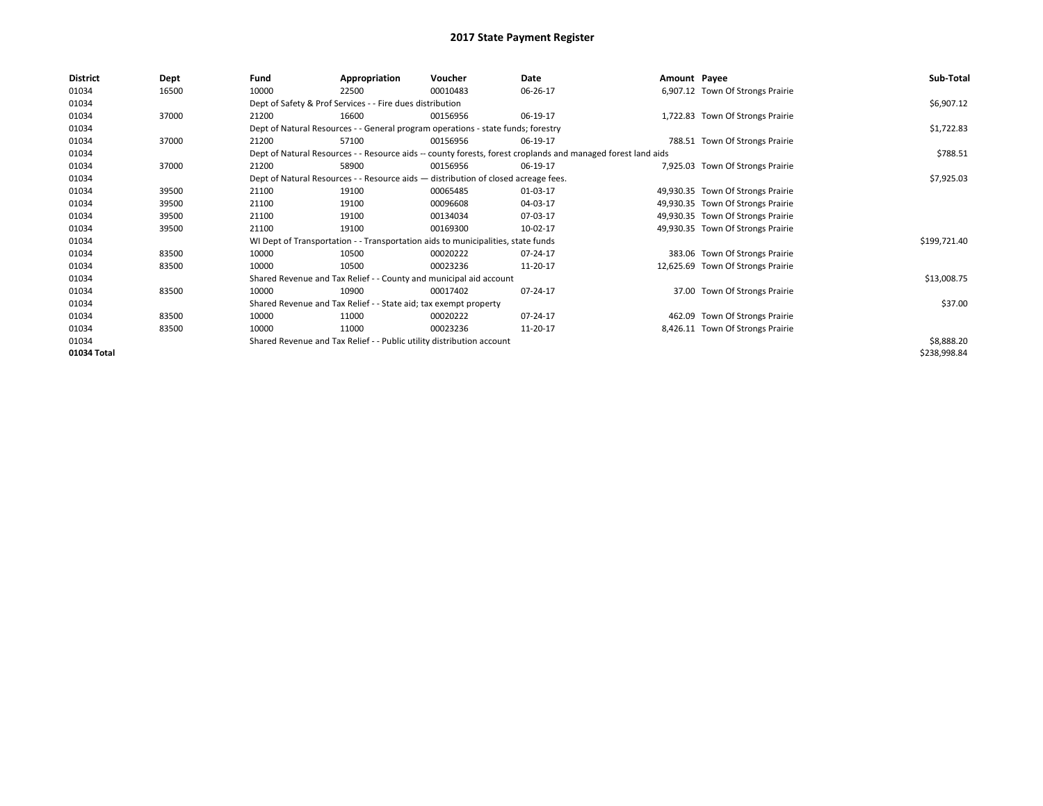# 2017 State Payment Register

| District | Dept | Fund | Appropriation | Voucher | Date | Amount | Payee | Sub-Total |
|---|---|---|---|---|---|---|---|---|
| 01034 | 16500 | 10000 | 22500 | 00010483 | 06-26-17 | 6,907.12 | Town Of Strongs Prairie | |
| 01034 | | Dept of Safety & Prof Services - - Fire dues distribution | | | | | | $6,907.12 |
| 01034 | 37000 | 21200 | 16600 | 00156956 | 06-19-17 | 1,722.83 | Town Of Strongs Prairie | |
| 01034 | | Dept of Natural Resources - - General program operations - state funds; forestry | | | | | | $1,722.83 |
| 01034 | 37000 | 21200 | 57100 | 00156956 | 06-19-17 | 788.51 | Town Of Strongs Prairie | |
| 01034 | | Dept of Natural Resources - - Resource aids -- county forests, forest croplands and managed forest land aids | | | | | | $788.51 |
| 01034 | 37000 | 21200 | 58900 | 00156956 | 06-19-17 | 7,925.03 | Town Of Strongs Prairie | |
| 01034 | | Dept of Natural Resources - - Resource aids — distribution of closed acreage fees. | | | | | | $7,925.03 |
| 01034 | 39500 | 21100 | 19100 | 00065485 | 01-03-17 | 49,930.35 | Town Of Strongs Prairie | |
| 01034 | 39500 | 21100 | 19100 | 00096608 | 04-03-17 | 49,930.35 | Town Of Strongs Prairie | |
| 01034 | 39500 | 21100 | 19100 | 00134034 | 07-03-17 | 49,930.35 | Town Of Strongs Prairie | |
| 01034 | 39500 | 21100 | 19100 | 00169300 | 10-02-17 | 49,930.35 | Town Of Strongs Prairie | |
| 01034 | | WI Dept of Transportation - - Transportation aids to municipalities, state funds | | | | | | $199,721.40 |
| 01034 | 83500 | 10000 | 10500 | 00020222 | 07-24-17 | 383.06 | Town Of Strongs Prairie | |
| 01034 | 83500 | 10000 | 10500 | 00023236 | 11-20-17 | 12,625.69 | Town Of Strongs Prairie | |
| 01034 | | Shared Revenue and Tax Relief - - County and municipal aid account | | | | | | $13,008.75 |
| 01034 | 83500 | 10000 | 10900 | 00017402 | 07-24-17 | 37.00 | Town Of Strongs Prairie | |
| 01034 | | Shared Revenue and Tax Relief - - State aid; tax exempt property | | | | | | $37.00 |
| 01034 | 83500 | 10000 | 11000 | 00020222 | 07-24-17 | 462.09 | Town Of Strongs Prairie | |
| 01034 | 83500 | 10000 | 11000 | 00023236 | 11-20-17 | 8,426.11 | Town Of Strongs Prairie | |
| 01034 | | Shared Revenue and Tax Relief - - Public utility distribution account | | | | | | $8,888.20 |
| 01034 Total | | | | | | | | $238,998.84 |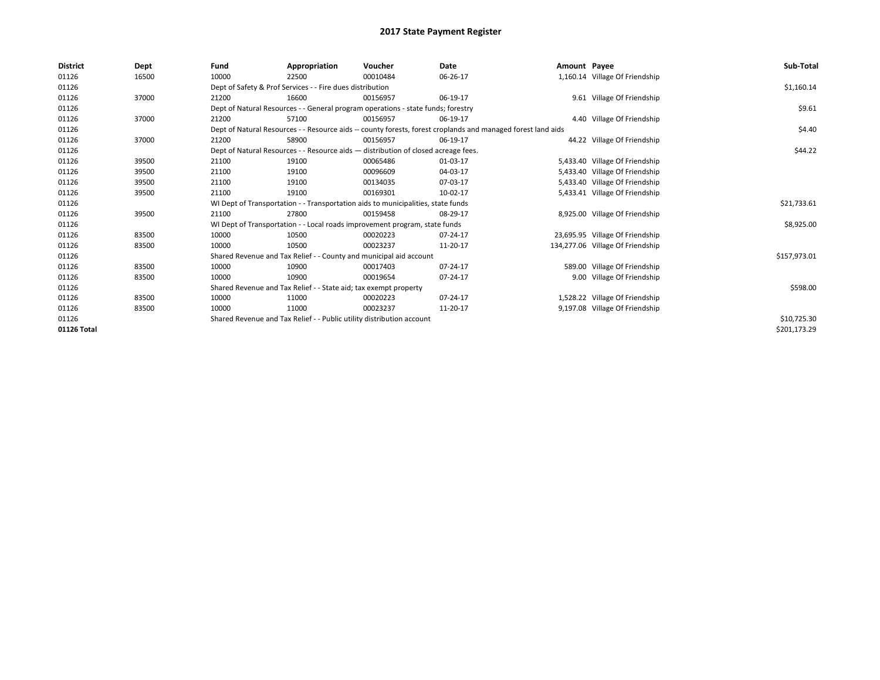# 2017 State Payment Register

| District | Dept | Fund | Appropriation | Voucher | Date | Amount | Payee | Sub-Total |
|---|---|---|---|---|---|---|---|---|
| 01126 | 16500 | 10000 | 22500 | 00010484 | 06-26-17 | 1,160.14 | Village Of Friendship | |
| 01126 | | Dept of Safety & Prof Services - - Fire dues distribution | | | | | | $1,160.14 |
| 01126 | 37000 | 21200 | 16600 | 00156957 | 06-19-17 | 9.61 | Village Of Friendship | |
| 01126 | | Dept of Natural Resources - - General program operations - state funds; forestry | | | | | | $9.61 |
| 01126 | 37000 | 21200 | 57100 | 00156957 | 06-19-17 | 4.40 | Village Of Friendship | |
| 01126 | | Dept of Natural Resources - - Resource aids -- county forests, forest croplands and managed forest land aids | | | | | | $4.40 |
| 01126 | 37000 | 21200 | 58900 | 00156957 | 06-19-17 | 44.22 | Village Of Friendship | |
| 01126 | | Dept of Natural Resources - - Resource aids — distribution of closed acreage fees. | | | | | | $44.22 |
| 01126 | 39500 | 21100 | 19100 | 00065486 | 01-03-17 | 5,433.40 | Village Of Friendship | |
| 01126 | 39500 | 21100 | 19100 | 00096609 | 04-03-17 | 5,433.40 | Village Of Friendship | |
| 01126 | 39500 | 21100 | 19100 | 00134035 | 07-03-17 | 5,433.40 | Village Of Friendship | |
| 01126 | 39500 | 21100 | 19100 | 00169301 | 10-02-17 | 5,433.41 | Village Of Friendship | |
| 01126 | | WI Dept of Transportation - - Transportation aids to municipalities, state funds | | | | | | $21,733.61 |
| 01126 | 39500 | 21100 | 27800 | 00159458 | 08-29-17 | 8,925.00 | Village Of Friendship | |
| 01126 | | WI Dept of Transportation - - Local roads improvement program, state funds | | | | | | $8,925.00 |
| 01126 | 83500 | 10000 | 10500 | 00020223 | 07-24-17 | 23,695.95 | Village Of Friendship | |
| 01126 | 83500 | 10000 | 10500 | 00023237 | 11-20-17 | 134,277.06 | Village Of Friendship | |
| 01126 | | Shared Revenue and Tax Relief - - County and municipal aid account | | | | | | $157,973.01 |
| 01126 | 83500 | 10000 | 10900 | 00017403 | 07-24-17 | 589.00 | Village Of Friendship | |
| 01126 | 83500 | 10000 | 10900 | 00019654 | 07-24-17 | 9.00 | Village Of Friendship | |
| 01126 | | Shared Revenue and Tax Relief - - State aid; tax exempt property | | | | | | $598.00 |
| 01126 | 83500 | 10000 | 11000 | 00020223 | 07-24-17 | 1,528.22 | Village Of Friendship | |
| 01126 | 83500 | 10000 | 11000 | 00023237 | 11-20-17 | 9,197.08 | Village Of Friendship | |
| 01126 | | Shared Revenue and Tax Relief - - Public utility distribution account | | | | | | $10,725.30 |
| 01126 Total | | | | | | | | $201,173.29 |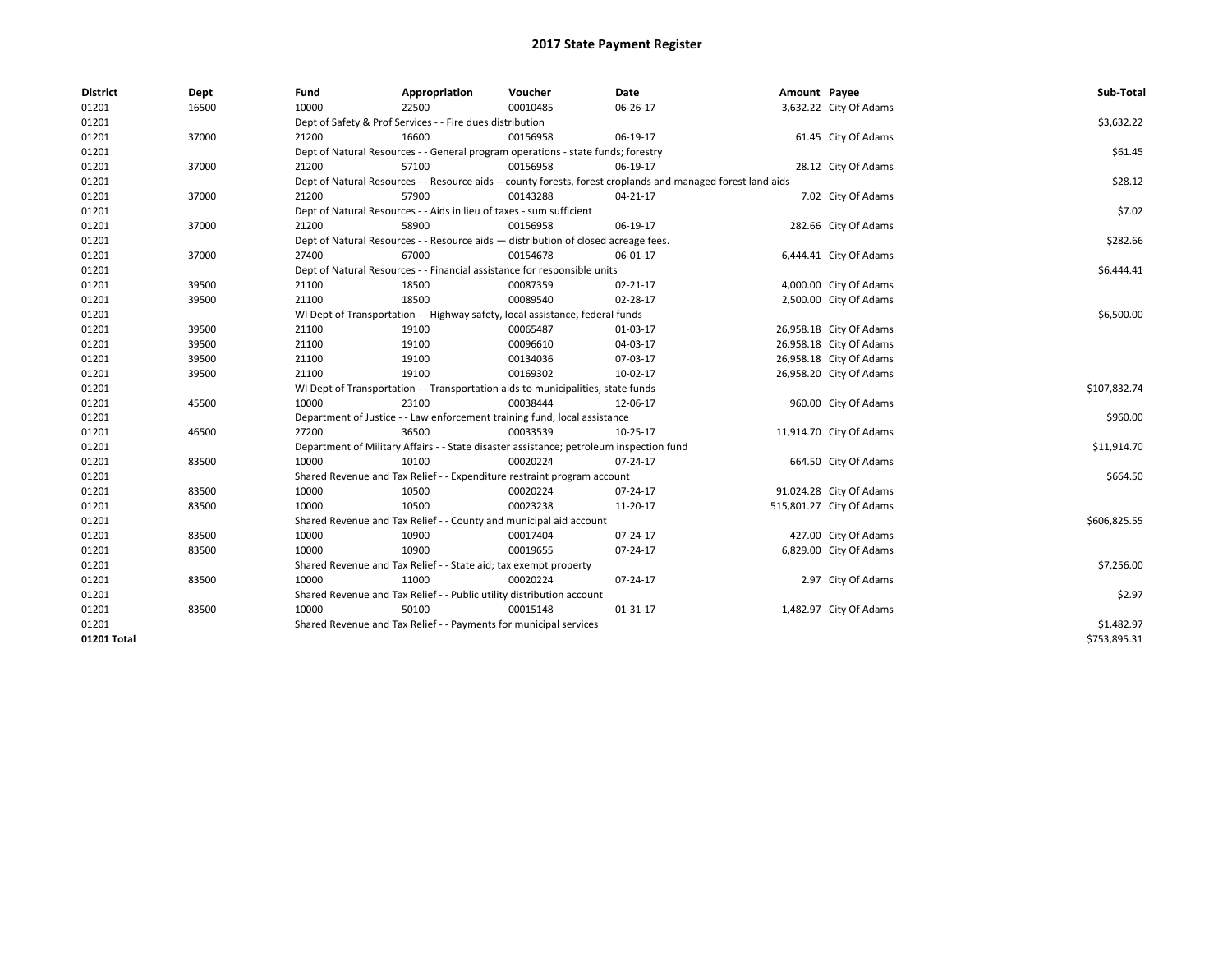# 2017 State Payment Register

| District | Dept | Fund | Appropriation | Voucher | Date | Amount | Payee | Sub-Total |
|---|---|---|---|---|---|---|---|---|
| 01201 | 16500 | 10000 | 22500 | 00010485 | 06-26-17 | 3,632.22 | City Of Adams | |
| 01201 | | Dept of Safety & Prof Services - - Fire dues distribution | | | | | | $3,632.22 |
| 01201 | 37000 | 21200 | 16600 | 00156958 | 06-19-17 | 61.45 | City Of Adams | |
| 01201 | | Dept of Natural Resources - - General program operations - state funds; forestry | | | | | | $61.45 |
| 01201 | 37000 | 21200 | 57100 | 00156958 | 06-19-17 | 28.12 | City Of Adams | |
| 01201 | | Dept of Natural Resources - - Resource aids -- county forests, forest croplands and managed forest land aids | | | | | | $28.12 |
| 01201 | 37000 | 21200 | 57900 | 00143288 | 04-21-17 | 7.02 | City Of Adams | |
| 01201 | | Dept of Natural Resources - - Aids in lieu of taxes - sum sufficient | | | | | | $7.02 |
| 01201 | 37000 | 21200 | 58900 | 00156958 | 06-19-17 | 282.66 | City Of Adams | |
| 01201 | | Dept of Natural Resources - - Resource aids — distribution of closed acreage fees. | | | | | | $282.66 |
| 01201 | 37000 | 27400 | 67000 | 00154678 | 06-01-17 | 6,444.41 | City Of Adams | |
| 01201 | | Dept of Natural Resources - - Financial assistance for responsible units | | | | | | $6,444.41 |
| 01201 | 39500 | 21100 | 18500 | 00087359 | 02-21-17 | 4,000.00 | City Of Adams | |
| 01201 | 39500 | 21100 | 18500 | 00089540 | 02-28-17 | 2,500.00 | City Of Adams | |
| 01201 | | WI Dept of Transportation - - Highway safety, local assistance, federal funds | | | | | | $6,500.00 |
| 01201 | 39500 | 21100 | 19100 | 00065487 | 01-03-17 | 26,958.18 | City Of Adams | |
| 01201 | 39500 | 21100 | 19100 | 00096610 | 04-03-17 | 26,958.18 | City Of Adams | |
| 01201 | 39500 | 21100 | 19100 | 00134036 | 07-03-17 | 26,958.18 | City Of Adams | |
| 01201 | 39500 | 21100 | 19100 | 00169302 | 10-02-17 | 26,958.20 | City Of Adams | |
| 01201 | | WI Dept of Transportation - - Transportation aids to municipalities, state funds | | | | | | $107,832.74 |
| 01201 | 45500 | 10000 | 23100 | 00038444 | 12-06-17 | 960.00 | City Of Adams | |
| 01201 | | Department of Justice - - Law enforcement training fund, local assistance | | | | | | $960.00 |
| 01201 | 46500 | 27200 | 36500 | 00033539 | 10-25-17 | 11,914.70 | City Of Adams | |
| 01201 | | Department of Military Affairs - - State disaster assistance; petroleum inspection fund | | | | | | $11,914.70 |
| 01201 | 83500 | 10000 | 10100 | 00020224 | 07-24-17 | 664.50 | City Of Adams | |
| 01201 | | Shared Revenue and Tax Relief - - Expenditure restraint program account | | | | | | $664.50 |
| 01201 | 83500 | 10000 | 10500 | 00020224 | 07-24-17 | 91,024.28 | City Of Adams | |
| 01201 | 83500 | 10000 | 10500 | 00023238 | 11-20-17 | 515,801.27 | City Of Adams | |
| 01201 | | Shared Revenue and Tax Relief - - County and municipal aid account | | | | | | $606,825.55 |
| 01201 | 83500 | 10000 | 10900 | 00017404 | 07-24-17 | 427.00 | City Of Adams | |
| 01201 | 83500 | 10000 | 10900 | 00019655 | 07-24-17 | 6,829.00 | City Of Adams | |
| 01201 | | Shared Revenue and Tax Relief - - State aid; tax exempt property | | | | | | $7,256.00 |
| 01201 | 83500 | 10000 | 11000 | 00020224 | 07-24-17 | 2.97 | City Of Adams | |
| 01201 | | Shared Revenue and Tax Relief - - Public utility distribution account | | | | | | $2.97 |
| 01201 | 83500 | 10000 | 50100 | 00015148 | 01-31-17 | 1,482.97 | City Of Adams | |
| 01201 | | Shared Revenue and Tax Relief - - Payments for municipal services | | | | | | $1,482.97 |
| 01201 Total | | | | | | | | $753,895.31 |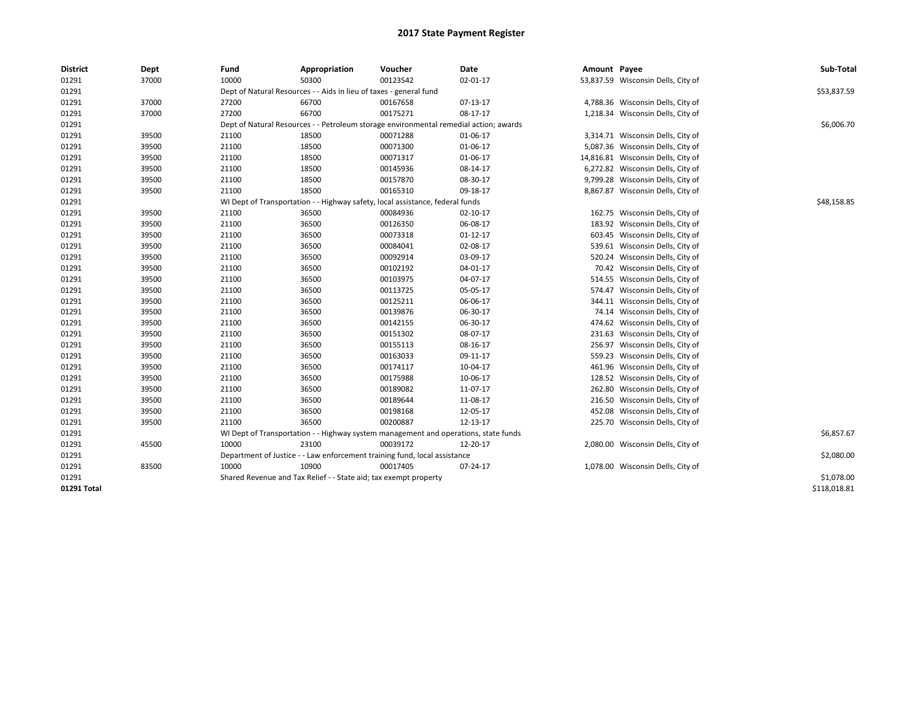# 2017 State Payment Register

| District | Dept | Fund | Appropriation | Voucher | Date | Amount | Payee | Sub-Total |
|---|---|---|---|---|---|---|---|---|
| 01291 | 37000 | 10000 | 50300 | 00123542 | 02-01-17 | 53,837.59 | Wisconsin Dells, City of | |
| 01291 | | Dept of Natural Resources - - Aids in lieu of taxes - general fund | | | | | | $53,837.59 |
| 01291 | 37000 | 27200 | 66700 | 00167658 | 07-13-17 | 4,788.36 | Wisconsin Dells, City of | |
| 01291 | 37000 | 27200 | 66700 | 00175271 | 08-17-17 | 1,218.34 | Wisconsin Dells, City of | |
| 01291 | | Dept of Natural Resources - - Petroleum storage environmental remedial action; awards | | | | | | $6,006.70 |
| 01291 | 39500 | 21100 | 18500 | 00071288 | 01-06-17 | 3,314.71 | Wisconsin Dells, City of | |
| 01291 | 39500 | 21100 | 18500 | 00071300 | 01-06-17 | 5,087.36 | Wisconsin Dells, City of | |
| 01291 | 39500 | 21100 | 18500 | 00071317 | 01-06-17 | 14,816.81 | Wisconsin Dells, City of | |
| 01291 | 39500 | 21100 | 18500 | 00145936 | 08-14-17 | 6,272.82 | Wisconsin Dells, City of | |
| 01291 | 39500 | 21100 | 18500 | 00157870 | 08-30-17 | 9,799.28 | Wisconsin Dells, City of | |
| 01291 | 39500 | 21100 | 18500 | 00165310 | 09-18-17 | 8,867.87 | Wisconsin Dells, City of | |
| 01291 | | WI Dept of Transportation - - Highway safety, local assistance, federal funds | | | | | | $48,158.85 |
| 01291 | 39500 | 21100 | 36500 | 00084936 | 02-10-17 | 162.75 | Wisconsin Dells, City of | |
| 01291 | 39500 | 21100 | 36500 | 00126350 | 06-08-17 | 183.92 | Wisconsin Dells, City of | |
| 01291 | 39500 | 21100 | 36500 | 00073318 | 01-12-17 | 603.45 | Wisconsin Dells, City of | |
| 01291 | 39500 | 21100 | 36500 | 00084041 | 02-08-17 | 539.61 | Wisconsin Dells, City of | |
| 01291 | 39500 | 21100 | 36500 | 00092914 | 03-09-17 | 520.24 | Wisconsin Dells, City of | |
| 01291 | 39500 | 21100 | 36500 | 00102192 | 04-01-17 | 70.42 | Wisconsin Dells, City of | |
| 01291 | 39500 | 21100 | 36500 | 00103975 | 04-07-17 | 514.55 | Wisconsin Dells, City of | |
| 01291 | 39500 | 21100 | 36500 | 00113725 | 05-05-17 | 574.47 | Wisconsin Dells, City of | |
| 01291 | 39500 | 21100 | 36500 | 00125211 | 06-06-17 | 344.11 | Wisconsin Dells, City of | |
| 01291 | 39500 | 21100 | 36500 | 00139876 | 06-30-17 | 74.14 | Wisconsin Dells, City of | |
| 01291 | 39500 | 21100 | 36500 | 00142155 | 06-30-17 | 474.62 | Wisconsin Dells, City of | |
| 01291 | 39500 | 21100 | 36500 | 00151302 | 08-07-17 | 231.63 | Wisconsin Dells, City of | |
| 01291 | 39500 | 21100 | 36500 | 00155113 | 08-16-17 | 256.97 | Wisconsin Dells, City of | |
| 01291 | 39500 | 21100 | 36500 | 00163033 | 09-11-17 | 559.23 | Wisconsin Dells, City of | |
| 01291 | 39500 | 21100 | 36500 | 00174117 | 10-04-17 | 461.96 | Wisconsin Dells, City of | |
| 01291 | 39500 | 21100 | 36500 | 00175988 | 10-06-17 | 128.52 | Wisconsin Dells, City of | |
| 01291 | 39500 | 21100 | 36500 | 00189082 | 11-07-17 | 262.80 | Wisconsin Dells, City of | |
| 01291 | 39500 | 21100 | 36500 | 00189644 | 11-08-17 | 216.50 | Wisconsin Dells, City of | |
| 01291 | 39500 | 21100 | 36500 | 00198168 | 12-05-17 | 452.08 | Wisconsin Dells, City of | |
| 01291 | 39500 | 21100 | 36500 | 00200887 | 12-13-17 | 225.70 | Wisconsin Dells, City of | |
| 01291 | | WI Dept of Transportation - - Highway system management and operations, state funds | | | | | | $6,857.67 |
| 01291 | 45500 | 10000 | 23100 | 00039172 | 12-20-17 | 2,080.00 | Wisconsin Dells, City of | |
| 01291 | | Department of Justice - - Law enforcement training fund, local assistance | | | | | | $2,080.00 |
| 01291 | 83500 | 10000 | 10900 | 00017405 | 07-24-17 | 1,078.00 | Wisconsin Dells, City of | |
| 01291 | | Shared Revenue and Tax Relief - - State aid; tax exempt property | | | | | | $1,078.00 |
| **01291 Total** | | | | | | | | $118,018.81 |